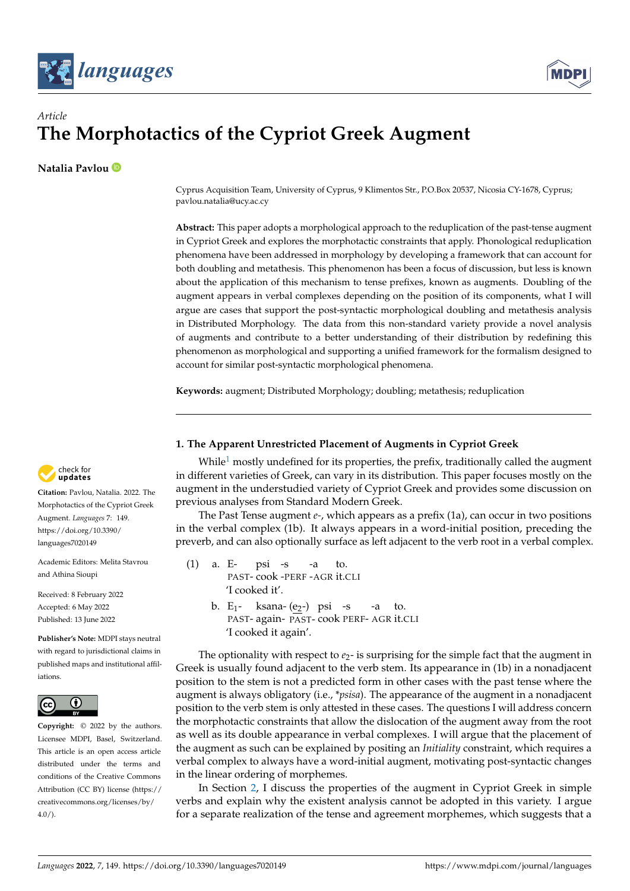Article

# The Morphotactics of the Cypriot Greek Augment

**Natalia Pavlou**

Cyprus Acquisition Team, University of Cyprus, 9 Klimentos Str., P.O.Box 20537, Nicosia CY-1678, Cyprus; pavlou.natalia@ucy.ac.cy

**Abstract:** This paper adopts a morphological approach to the reduplication of the past-tense augment in Cypriot Greek and explores the morphotactic constraints that apply. Phonological reduplication phenomena have been addressed in morphology by developing a framework that can account for both doubling and metathesis. This phenomenon has been a focus of discussion, but less is known about the application of this mechanism to tense prefixes, known as augments. Doubling of the augment appears in verbal complexes depending on the position of its components, what I will argue are cases that support the post-syntactic morphological doubling and metathesis analysis in Distributed Morphology. The data from this non-standard variety provide a novel analysis of augments and contribute to a better understanding of their distribution by redefining this phenomenon as morphological and supporting a unified framework for the formalism designed to account for similar post-syntactic morphological phenomena.

**Keywords:** augment; Distributed Morphology; doubling; metathesis; reduplication

**Citation:** Pavlou, Natalia. 2022. The Morphotactics of the Cypriot Greek Augment. *Languages* 7: 149. https://doi.org/10.3390/languages7020149

Academic Editors: Melita Stavrou and Athina Sioupi

Received: 8 February 2022
Accepted: 6 May 2022
Published: 13 June 2022

**Publisher's Note:** MDPI stays neutral with regard to jurisdictional claims in published maps and institutional affiliations.

**Copyright:** © 2022 by the authors. Licensee MDPI, Basel, Switzerland. This article is an open access article distributed under the terms and conditions of the Creative Commons Attribution (CC BY) license (https://creativecommons.org/licenses/by/4.0/).

## 1. The Apparent Unrestricted Placement of Augments in Cypriot Greek

While[1] mostly undefined for its properties, the prefix, traditionally called the augment in different varieties of Greek, can vary in its distribution. This paper focuses mostly on the augment in the understudied variety of Cypriot Greek and provides some discussion on previous analyses from Standard Modern Greek.

The Past Tense augment *e*-, which appears as a prefix (1a), can occur in two positions in the verbal complex (1b). It always appears in a word-initial position, preceding the preverb, and can also optionally surface as left adjacent to the verb root in a verbal complex.

(1) a. E- psi -s -a to.
PAST- cook -PERF -AGR it.CLI
'I cooked it'.

b. $E_1$- ksana- ($e_2$-) psi -s -a to.
PAST- again- PAST- cook PERF- AGR it.CLI
'I cooked it again'.

The optionality with respect to $e_2$- is surprising for the simple fact that the augment in Greek is usually found adjacent to the verb stem. Its appearance in (1b) in a nonadjacent position to the stem is not a predicted form in other cases with the past tense where the augment is always obligatory (i.e., \**psisa*). The appearance of the augment in a nonadjacent position to the verb stem is only attested in these cases. The questions I will address concern the morphotactic constraints that allow the dislocation of the augment away from the root as well as its double appearance in verbal complexes. I will argue that the placement of the augment as such can be explained by positing an *Initiality* constraint, which requires a verbal complex to always have a word-initial augment, motivating post-syntactic changes in the linear ordering of morphemes.

In Section 2, I discuss the properties of the augment in Cypriot Greek in simple verbs and explain why the existent analysis cannot be adopted in this variety. I argue for a separate realization of the tense and agreement morphemes, which suggests that a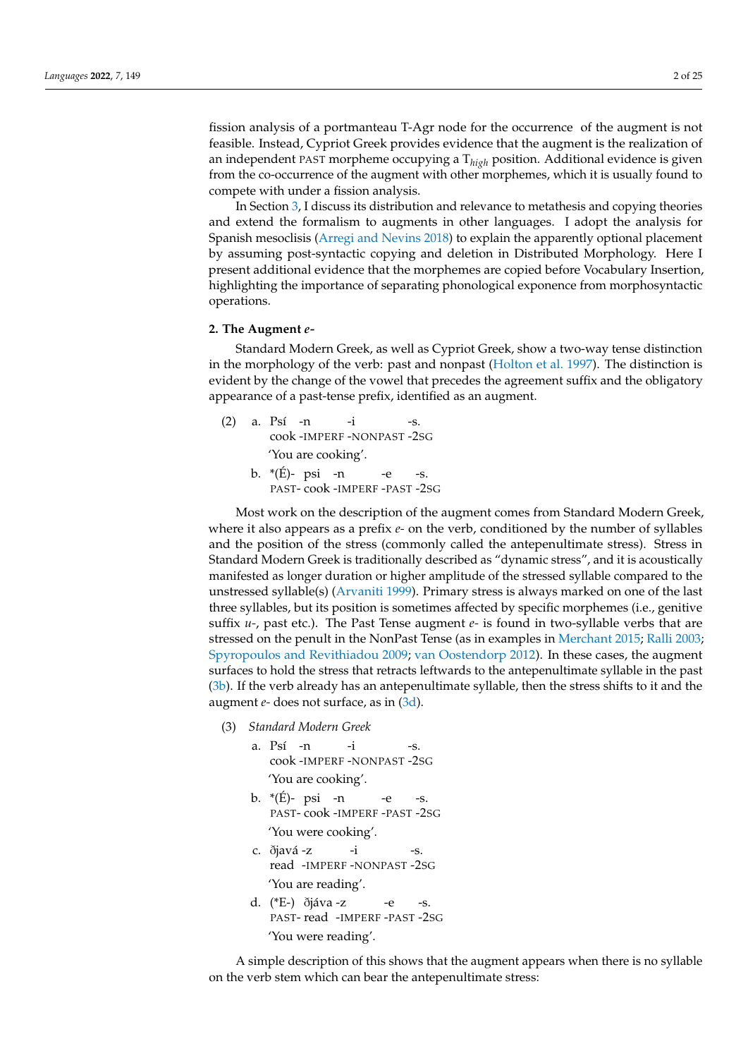fission analysis of a portmanteau T-Agr node for the occurrence of the augment is not feasible. Instead, Cypriot Greek provides evidence that the augment is the realization of an independent PAST morpheme occupying a $T_{high}$ position. Additional evidence is given from the co-occurrence of the augment with other morphemes, which it is usually found to compete with under a fission analysis.

In Section 3, I discuss its distribution and relevance to metathesis and copying theories and extend the formalism to augments in other languages. I adopt the analysis for Spanish mesoclisis (Arregi and Nevins 2018) to explain the apparently optional placement by assuming post-syntactic copying and deletion in Distributed Morphology. Here I present additional evidence that the morphemes are copied before Vocabulary Insertion, highlighting the importance of separating phonological exponence from morphosyntactic operations.

## 2. The Augment *e*-

Standard Modern Greek, as well as Cypriot Greek, show a two-way tense distinction in the morphology of the verb: past and nonpast (Holton et al. 1997). The distinction is evident by the change of the vowel that precedes the agreement suffix and the obligatory appearance of a past-tense prefix, identified as an augment.

(2) a. Psí -n -i -s.
   cook -IMPERF -NONPAST -2SG
   'You are cooking'.

b. *(É)- psi -n -e -s.
   PAST- cook -IMPERF -PAST -2SG

Most work on the description of the augment comes from Standard Modern Greek, where it also appears as a prefix *e*- on the verb, conditioned by the number of syllables and the position of the stress (commonly called the antepenultimate stress). Stress in Standard Modern Greek is traditionally described as "dynamic stress", and it is acoustically manifested as longer duration or higher amplitude of the stressed syllable compared to the unstressed syllable(s) (Arvaniti 1999). Primary stress is always marked on one of the last three syllables, but its position is sometimes affected by specific morphemes (i.e., genitive suffix *u*-, past etc.). The Past Tense augment *e*- is found in two-syllable verbs that are stressed on the penult in the NonPast Tense (as in examples in Merchant 2015; Ralli 2003; Spyropoulos and Revithiadou 2009; van Oostendorp 2012). In these cases, the augment surfaces to hold the stress that retracts leftwards to the antepenultimate syllable in the past (3b). If the verb already has an antepenultimate syllable, then the stress shifts to it and the augment *e*- does not surface, as in (3d).

(3) *Standard Modern Greek*

a. Psí -n -i -s.
   cook -IMPERF -NONPAST -2SG
   'You are cooking'.

b. *(É)- psi -n -e -s.
   PAST- cook -IMPERF -PAST -2SG
   'You were cooking'.

c. ðjavá -z -i -s.
   read -IMPERF -NONPAST -2SG
   'You are reading'.

d. (*E-) ðjáva -z -e -s.
   PAST- read -IMPERF -PAST -2SG
   'You were reading'.

A simple description of this shows that the augment appears when there is no syllable on the verb stem which can bear the antepenultimate stress: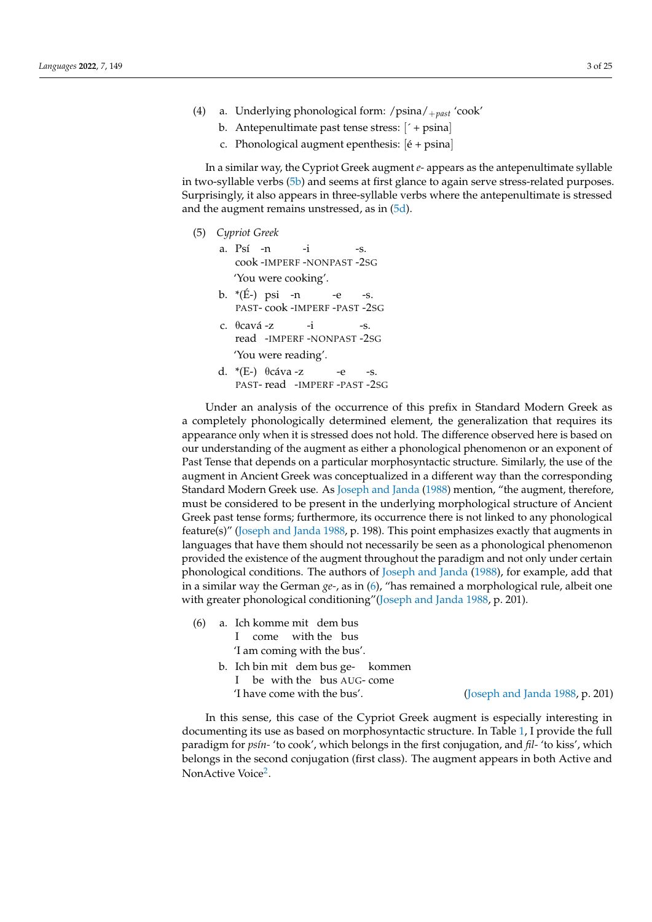(4) a. Underlying phonological form: /psina/$_{+past}$ 'cook'
  b. Antepenultimate past tense stress: [´ + psina]
  c. Phonological augment epenthesis: [é + psina]

In a similar way, the Cypriot Greek augment *e-* appears as the antepenultimate syllable in two-syllable verbs (5b) and seems at first glance to again serve stress-related purposes. Surprisingly, it also appears in three-syllable verbs where the antepenultimate is stressed and the augment remains unstressed, as in (5d).

(5) *Cypriot Greek*

  a. Psí -n -i -s.
    cook -IMPERF -NONPAST -2SG
    'You were cooking'.
  b. *(É-) psi -n -e -s.
    PAST- cook -IMPERF -PAST -2SG
  c. θcavá -z -i -s.
    read -IMPERF -NONPAST -2SG
    'You were reading'.
  d. *(E-) θcáva -z -e -s.
    PAST- read -IMPERF -PAST -2SG

Under an analysis of the occurrence of this prefix in Standard Modern Greek as a completely phonologically determined element, the generalization that requires its appearance only when it is stressed does not hold. The difference observed here is based on our understanding of the augment as either a phonological phenomenon or an exponent of Past Tense that depends on a particular morphosyntactic structure. Similarly, the use of the augment in Ancient Greek was conceptualized in a different way than the corresponding Standard Modern Greek use. As Joseph and Janda (1988) mention, "the augment, therefore, must be considered to be present in the underlying morphological structure of Ancient Greek past tense forms; furthermore, its occurrence there is not linked to any phonological feature(s)" (Joseph and Janda 1988, p. 198). This point emphasizes exactly that augments in languages that have them should not necessarily be seen as a phonological phenomenon provided the existence of the augment throughout the paradigm and not only under certain phonological conditions. The authors of Joseph and Janda (1988), for example, add that in a similar way the German *ge-*, as in (6), "has remained a morphological rule, albeit one with greater phonological conditioning"(Joseph and Janda 1988, p. 201).

(6) a. Ich komme mit dem bus
    I come with the bus
    'I am coming with the bus'.
  b. Ich bin mit dem bus ge- kommen
    I be with the bus AUG- come
    'I have come with the bus'. (Joseph and Janda 1988, p. 201)

In this sense, this case of the Cypriot Greek augment is especially interesting in documenting its use as based on morphosyntactic structure. In Table 1, I provide the full paradigm for *psín-* 'to cook', which belongs in the first conjugation, and *fil-* 'to kiss', which belongs in the second conjugation (first class). The augment appears in both Active and NonActive Voice[2].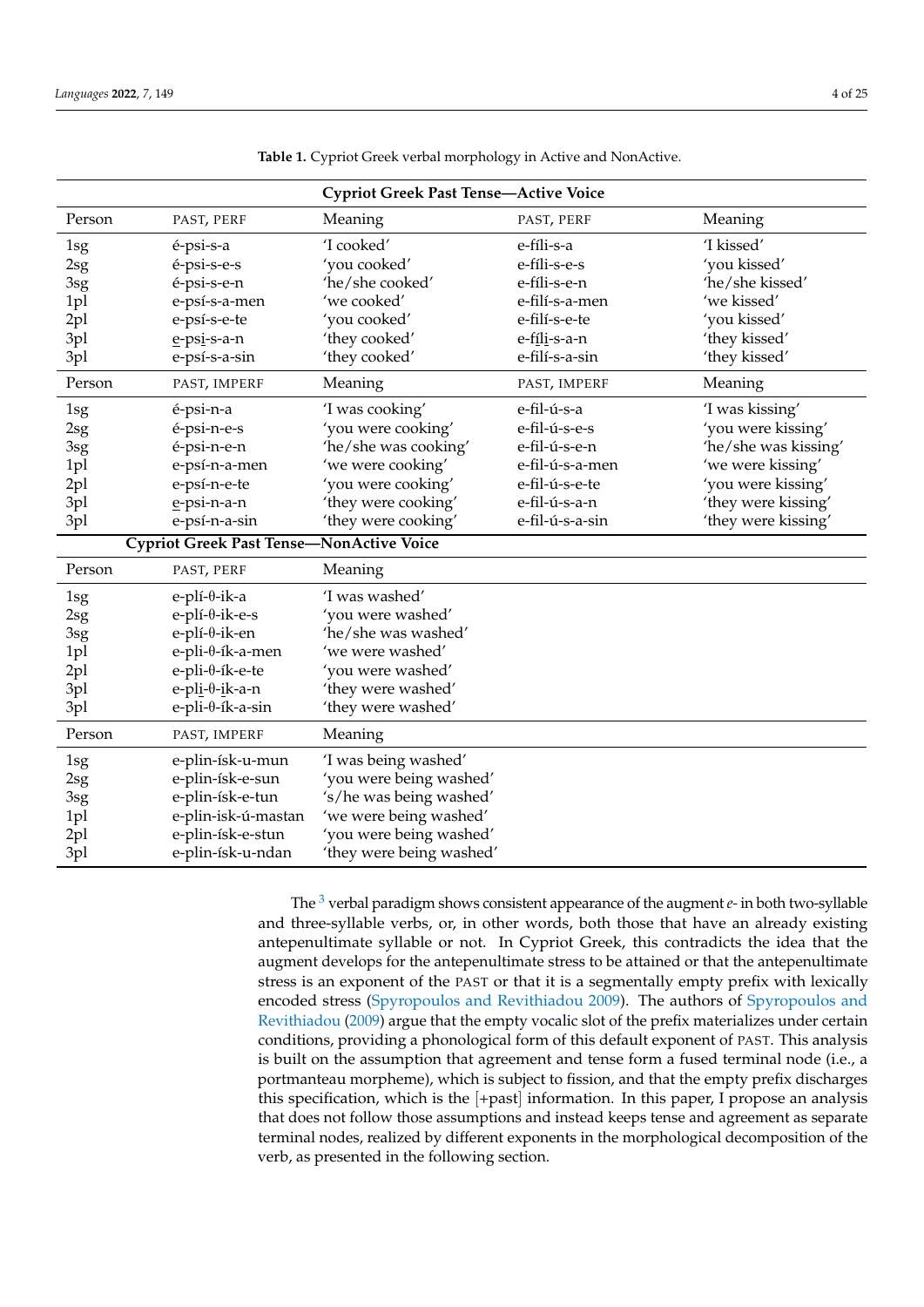**Table 1.** Cypriot Greek verbal morphology in Active and NonActive.

| **Cypriot Greek Past Tense—Active Voice** | | | | |
|---|---|---|---|---|
| Person | PAST, PERF | Meaning | PAST, PERF | Meaning |
| 1sg | é-psi-s-a | 'I cooked' | e-fíli-s-a | 'I kissed' |
| 2sg | é-psi-s-e-s | 'you cooked' | e-fíli-s-e-s | 'you kissed' |
| 3sg | é-psi-s-e-n | 'he/she cooked' | e-fíli-s-e-n | 'he/she kissed' |
| 1pl | e-psí-s-a-men | 'we cooked' | e-filí-s-a-men | 'we kissed' |
| 2pl | e-psí-s-e-te | 'you cooked' | e-filí-s-e-te | 'you kissed' |
| 3pl | e̲-psi̲-s-a-n | 'they cooked' | e-fi̲li̲-s-a-n | 'they kissed' |
| 3pl | e-psí-s-a-sin | 'they cooked' | e-filí-s-a-sin | 'they kissed' |
| Person | PAST, IMPERF | Meaning | PAST, IMPERF | Meaning |
| 1sg | é-psi-n-a | 'I was cooking' | e-fil-ú-s-a | 'I was kissing' |
| 2sg | é-psi-n-e-s | 'you were cooking' | e-fil-ú-s-e-s | 'you were kissing' |
| 3sg | é-psi-n-e-n | 'he/she was cooking' | e-fil-ú-s-e-n | 'he/she was kissing' |
| 1pl | e-psí-n-a-men | 'we were cooking' | e-fil-ú-s-a-men | 'we were kissing' |
| 2pl | e-psí-n-e-te | 'you were cooking' | e-fil-ú-s-e-te | 'you were kissing' |
| 3pl | e̲-psi-n-a-n | 'they were cooking' | e-fil-ú-s-a-n | 'they were kissing' |
| 3pl | e-psí-n-a-sin | 'they were cooking' | e-fil-ú-s-a-sin | 'they were kissing' |
| **Cypriot Greek Past Tense—NonActive Voice** | | | | |
| Person | PAST, PERF | Meaning | | |
| 1sg | e-plí-θ-ik-a | 'I was washed' | | |
| 2sg | e-plí-θ-ik-e-s | 'you were washed' | | |
| 3sg | e-plí-θ-ik-en | 'he/she was washed' | | |
| 1pl | e-pli-θ-ík-a-men | 'we were washed' | | |
| 2pl | e-pli-θ-ík-e-te | 'you were washed' | | |
| 3pl | e-pl̲i̲-θ-i̲k-a-n | 'they were washed' | | |
| 3pl | e-pli-θ-ík-a-sin | 'they were washed' | | |
| Person | PAST, IMPERF | Meaning | | |
| 1sg | e-plin-ísk-u-mun | 'I was being washed' | | |
| 2sg | e-plin-ísk-e-sun | 'you were being washed' | | |
| 3sg | e-plin-ísk-e-tun | 's/he was being washed' | | |
| 1pl | e-plin-isk-ú-mastan | 'we were being washed' | | |
| 2pl | e-plin-ísk-e-stun | 'you were being washed' | | |
| 3pl | e-plin-ísk-u-ndan | 'they were being washed' | | |

The [3] verbal paradigm shows consistent appearance of the augment *e-* in both two-syllable and three-syllable verbs, or, in other words, both those that have an already existing antepenultimate syllable or not. In Cypriot Greek, this contradicts the idea that the augment develops for the antepenultimate stress to be attained or that the antepenultimate stress is an exponent of the PAST or that it is a segmentally empty prefix with lexically encoded stress (Spyropoulos and Revithiadou 2009). The authors of Spyropoulos and Revithiadou (2009) argue that the empty vocalic slot of the prefix materializes under certain conditions, providing a phonological form of this default exponent of PAST. This analysis is built on the assumption that agreement and tense form a fused terminal node (i.e., a portmanteau morpheme), which is subject to fission, and that the empty prefix discharges this specification, which is the [+past] information. In this paper, I propose an analysis that does not follow those assumptions and instead keeps tense and agreement as separate terminal nodes, realized by different exponents in the morphological decomposition of the verb, as presented in the following section.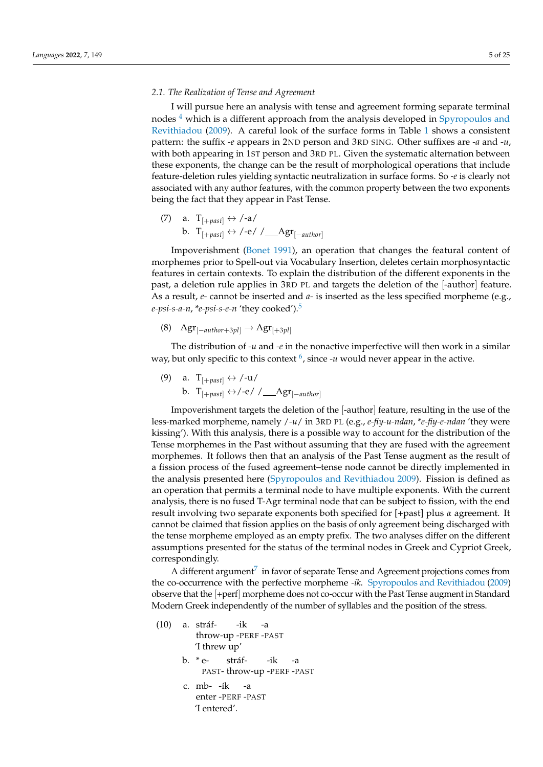### 2.1. The Realization of Tense and Agreement

I will pursue here an analysis with tense and agreement forming separate terminal nodes [4] which is a different approach from the analysis developed in Spyropoulos and Revithiadou (2009). A careful look of the surface forms in Table 1 shows a consistent pattern: the suffix *-e* appears in 2ND person and 3RD SING. Other suffixes are *-a* and *-u*, with both appearing in 1ST person and 3RD PL. Given the systematic alternation between these exponents, the change can be the result of morphological operations that include feature-deletion rules yielding syntactic neutralization in surface forms. So *-e* is clearly not associated with any author features, with the common property between the two exponents being the fact that they appear in Past Tense.

(7) a. $T_{[+past]} \leftrightarrow$ /-a/
  b. $T_{[+past]} \leftrightarrow$ /-e/ /___$Agr_{[-author]}$

Impoverishment (Bonet 1991), an operation that changes the featural content of morphemes prior to Spell-out via Vocabulary Insertion, deletes certain morphosyntactic features in certain contexts. To explain the distribution of the different exponents in the past, a deletion rule applies in 3RD PL and targets the deletion of the [-author] feature. As a result, *e-* cannot be inserted and *a-* is inserted as the less specified morpheme (e.g., *e-psi-s-a-n*, **e-psi-s-e-n* 'they cooked').[5]

(8) $Agr_{[-author+3pl]} \rightarrow Agr_{[+3pl]}$

The distribution of *-u* and *-e* in the nonactive imperfective will then work in a similar way, but only specific to this context [6], since *-u* would never appear in the active.

(9) a. $T_{[+past]} \leftrightarrow$ /-u/
  b. $T_{[+past]} \leftrightarrow$/-e/ /___$Agr_{[-author]}$

Impoverishment targets the deletion of the [-author] feature, resulting in the use of the less-marked morpheme, namely /-u/ in 3RD PL (e.g., *e-fiy-u-ndan*, **e-fiy-e-ndan* 'they were kissing'). With this analysis, there is a possible way to account for the distribution of the Tense morphemes in the Past without assuming that they are fused with the agreement morphemes. It follows then that an analysis of the Past Tense augment as the result of a fission process of the fused agreement–tense node cannot be directly implemented in the analysis presented here (Spyropoulos and Revithiadou 2009). Fission is defined as an operation that permits a terminal node to have multiple exponents. With the current analysis, there is no fused T-Agr terminal node that can be subject to fission, with the end result involving two separate exponents both specified for [+past] plus *α* agreement. It cannot be claimed that fission applies on the basis of only agreement being discharged with the tense morpheme employed as an empty prefix. The two analyses differ on the different assumptions presented for the status of the terminal nodes in Greek and Cypriot Greek, correspondingly.

A different argument[7] in favor of separate Tense and Agreement projections comes from the co-occurrence with the perfective morpheme *-ik*. Spyropoulos and Revithiadou (2009) observe that the [+perf] morpheme does not co-occur with the Past Tense augment in Standard Modern Greek independently of the number of syllables and the position of the stress.

(10) a. stráf- -ik -a
  throw-up -PERF -PAST
  'I threw up'
 b. * e- stráf- -ik -a
  PAST- throw-up -PERF -PAST
 c. mb- -ík -a
  enter -PERF -PAST
  'I entered'.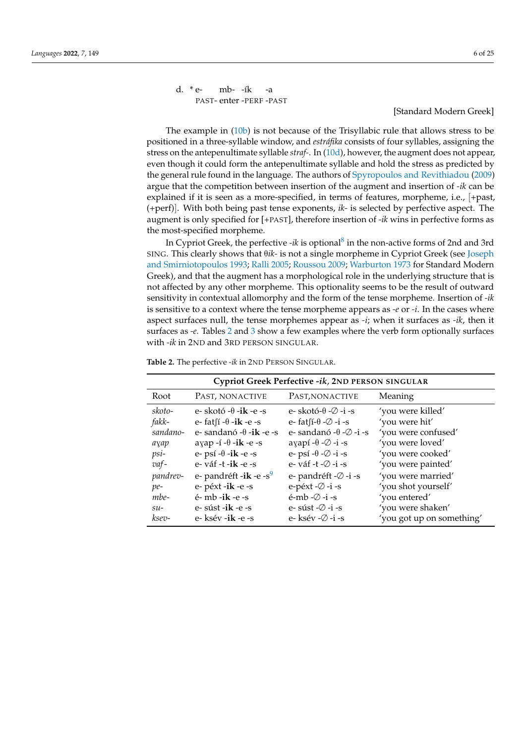d. * e- mb- -ík -a
PAST- enter -PERF -PAST

[Standard Modern Greek]

The example in (10b) is not because of the Trisyllabic rule that allows stress to be positioned in a three-syllable window, and *estráfika* consists of four syllables, assigning the stress on the antepenultimate syllable *straf-*. In (10d), however, the augment does not appear, even though it could form the antepenultimate syllable and hold the stress as predicted by the general rule found in the language. The authors of Spyropoulos and Revithiadou (2009) argue that the competition between insertion of the augment and insertion of *-ik* can be explained if it is seen as a more-specified, in terms of features, morpheme, i.e., [+past, (+perf)]. With both being past tense exponents, *ik-* is selected by perfective aspect. The augment is only specified for [+PAST], therefore insertion of *-ik* wins in perfective forms as the most-specified morpheme.

In Cypriot Greek, the perfective *-ik* is optional[8] in the non-active forms of 2nd and 3rd SING. This clearly shows that θ*ik-* is not a single morpheme in Cypriot Greek (see Joseph and Smirniotopoulos 1993; Ralli 2005; Roussou 2009; Warburton 1973 for Standard Modern Greek), and that the augment has a morphological role in the underlying structure that is not affected by any other morpheme. This optionality seems to be the result of outward sensitivity in contextual allomorphy and the form of the tense morpheme. Insertion of *-ik* is sensitive to a context where the tense morpheme appears as *-e* or *-i*. In the cases where aspect surfaces null, the tense morphemes appear as *-i*; when it surfaces as *-ik*, then it surfaces as *-e*. Tables 2 and 3 show a few examples where the verb form optionally surfaces with *-ik* in 2ND and 3RD PERSON SINGULAR.

**Table 2.** The perfective *-ik* in 2ND PERSON SINGULAR.

| Cypriot Greek Perfective *-ik*, 2ND PERSON SINGULAR | | | |
|---|---|---|---|
| Root | PAST, NONACTIVE | PAST, NONACTIVE | Meaning |
| *skoto-* | e- skotó -θ -**ik** -e -s | e- skotó-θ -∅ -i -s | 'you were killed' |
| *fakk-* | e- fatʃí -θ -**ik** -e -s | e- fatʃí-θ -∅ -i -s | 'you were hit' |
| *sandano-* | e- sandanó -θ -**ik** -e -s | e- sandanó -θ -∅ -i -s | 'you were confused' |
| *aɣap* | aɣap -í -θ -**ik** -e -s | aɣapí -θ -∅ -i -s | 'you were loved' |
| *psi-* | e- psí -θ -**ik** -e -s | e- psí -θ -∅ -i -s | 'you were cooked' |
| *vaf-* | e- váf -t -**ik** -e -s | e- váf -t -∅ -i -s | 'you were painted' |
| *pandrev-* | e- pandréft -**ik** -e -s[9] | e- pandréft -∅ -i -s | 'you were married' |
| *pe-* | e- péxt -**ik** -e -s | e-péxt -∅ -i -s | 'you shot yourself' |
| *mbe-* | é- mb -**ik** -e -s | é-mb -∅ -i -s | 'you entered' |
| *su-* | e- súst -**ik** -e -s | e- súst -∅ -i -s | 'you were shaken' |
| *ksev-* | e- ksév -**ik** -e -s | e- ksév -∅ -i -s | 'you got up on something' |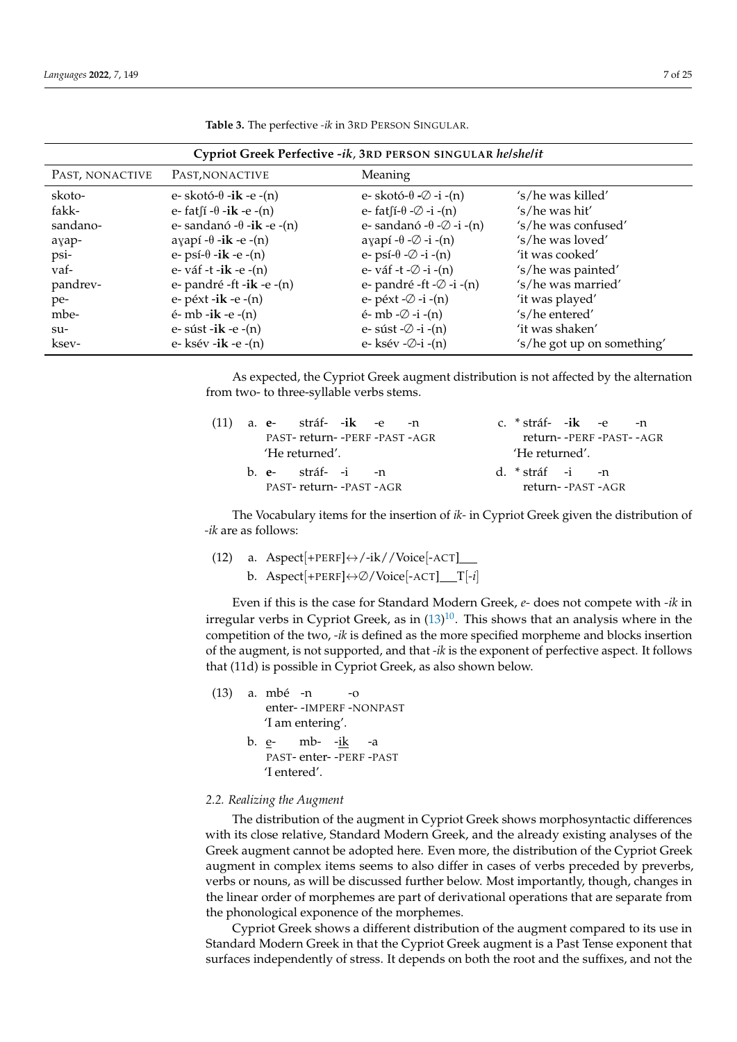**Table 3.** The perfective *-ik* in 3RD PERSON SINGULAR.

| Cypriot Greek Perfective ***-ik*****, 3RD PERSON SINGULAR** ***he/she/it*** | | | |
|---|---|---|---|
| PAST, NONACTIVE | PAST,NONACTIVE | Meaning | |
| skoto- | e- skotó-θ -**ik** -e -(n) | e- skotó-θ -∅ -i -(n) | 's/he was killed' |
| fakk- | e- fatʃí -θ -**ik** -e -(n) | e- fatʃí-θ -∅ -i -(n) | 's/he was hit' |
| sandano- | e- sandanó -θ -**ik** -e -(n) | e- sandanó -θ -∅ -i -(n) | 's/he was confused' |
| aɣap- | aɣapí -θ -**ik** -e -(n) | aɣapí -θ -∅ -i -(n) | 's/he was loved' |
| psi- | e- psí-θ -**ik** -e -(n) | e- psí-θ -∅ -i -(n) | 'it was cooked' |
| vaf- | e- váf -t -**ik** -e -(n) | e- váf -t -∅ -i -(n) | 's/he was painted' |
| pandrev- | e- pandré -ft -**ik** -e -(n) | e- pandré -ft -∅ -i -(n) | 's/he was married' |
| pe- | e- péxt -**ik** -e -(n) | e- péxt -∅ -i -(n) | 'it was played' |
| mbe- | é- mb -**ik** -e -(n) | é- mb -∅ -i -(n) | 's/he entered' |
| su- | e- súst -**ik** -e -(n) | e- súst -∅ -i -(n) | 'it was shaken' |
| ksev- | e- ksév -**ik** -e -(n) | e- ksév -∅-i -(n) | 's/he got up on something' |

As expected, the Cypriot Greek augment distribution is not affected by the alternation from two- to three-syllable verbs stems.

(11) a. **e-** stráf- **-ik** -e -n
PAST- return- -PERF -PAST -AGR
'He returned'.

b. **e-** stráf- -i -n
PAST- return- -PAST -AGR

c. * stráf- **-ik** -e -n
return- -PERF -PAST- -AGR
'He returned'.

d. * stráf -i -n
return- -PAST -AGR

The Vocabulary items for the insertion of *ik-* in Cypriot Greek given the distribution of *-ik* are as follows:

(12) a. Aspect[+PERF]↔/-ik//Voice[-ACT]___

b. Aspect[+PERF]↔∅/Voice[-ACT]___T[-*i*]

Even if this is the case for Standard Modern Greek, *e-* does not compete with *-ik* in irregular verbs in Cypriot Greek, as in (13)[10]. This shows that an analysis where in the competition of the two, *-ik* is defined as the more specified morpheme and blocks insertion of the augment, is not supported, and that *-ik* is the exponent of perfective aspect. It follows that (11d) is possible in Cypriot Greek, as also shown below.

(13) a. mbé -n -o
enter- -IMPERF -NONPAST
'I am entering'.

b. e- mb- -ik -a
PAST- enter- -PERF -PAST
'I entered'.

### 2.2. Realizing the Augment

The distribution of the augment in Cypriot Greek shows morphosyntactic differences with its close relative, Standard Modern Greek, and the already existing analyses of the Greek augment cannot be adopted here. Even more, the distribution of the Cypriot Greek augment in complex items seems to also differ in cases of verbs preceded by preverbs, verbs or nouns, as will be discussed further below. Most importantly, though, changes in the linear order of morphemes are part of derivational operations that are separate from the phonological exponence of the morphemes.

Cypriot Greek shows a different distribution of the augment compared to its use in Standard Modern Greek in that the Cypriot Greek augment is a Past Tense exponent that surfaces independently of stress. It depends on both the root and the suffixes, and not the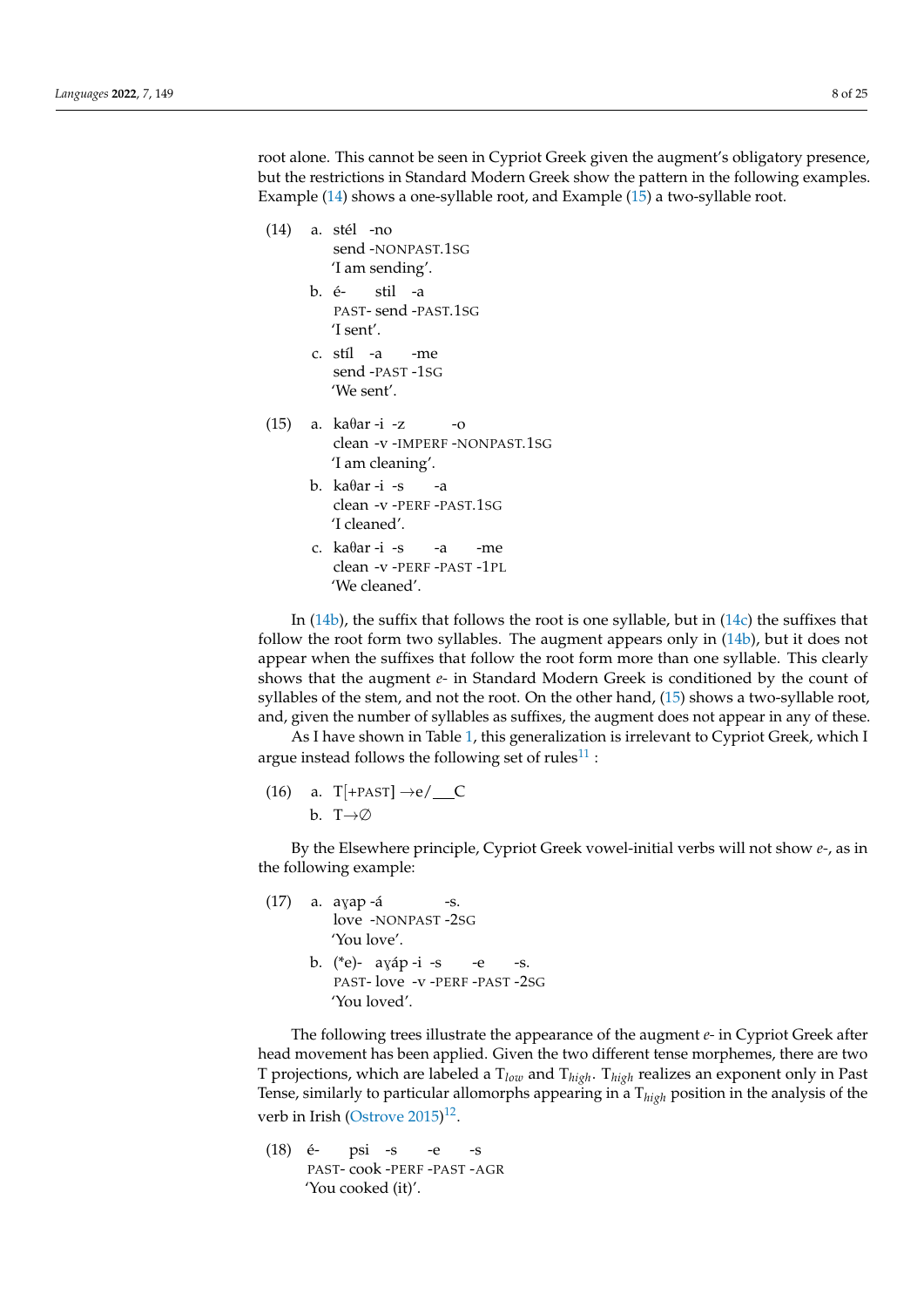root alone. This cannot be seen in Cypriot Greek given the augment's obligatory presence, but the restrictions in Standard Modern Greek show the pattern in the following examples. Example (14) shows a one-syllable root, and Example (15) a two-syllable root.

(14) a. stél -no
send -NONPAST.1SG
'I am sending'.

b. é- stil -a
PAST- send -PAST.1SG
'I sent'.

c. stíl -a -me
send -PAST -1SG
'We sent'.

(15) a. kaθar -i -z -o
clean -v -IMPERF -NONPAST.1SG
'I am cleaning'.

b. kaθar -i -s -a
clean -v -PERF -PAST.1SG
'I cleaned'.

c. kaθar -i -s -a -me
clean -v -PERF -PAST -1PL
'We cleaned'.

In (14b), the suffix that follows the root is one syllable, but in (14c) the suffixes that follow the root form two syllables. The augment appears only in (14b), but it does not appear when the suffixes that follow the root form more than one syllable. This clearly shows that the augment *e-* in Standard Modern Greek is conditioned by the count of syllables of the stem, and not the root. On the other hand, (15) shows a two-syllable root, and, given the number of syllables as suffixes, the augment does not appear in any of these.

As I have shown in Table 1, this generalization is irrelevant to Cypriot Greek, which I argue instead follows the following set of rules[11] :

(16) a. T[+PAST] →e/___C
b. T→∅

By the Elsewhere principle, Cypriot Greek vowel-initial verbs will not show *e-*, as in the following example:

(17) a. aɣap -á -s.
love -NONPAST -2SG
'You love'.

b. (*e)- aɣáp -i -s -e -s.
PAST- love -v -PERF -PAST -2SG
'You loved'.

The following trees illustrate the appearance of the augment *e-* in Cypriot Greek after head movement has been applied. Given the two different tense morphemes, there are two T projections, which are labeled a $T_{low}$ and $T_{high}$. $T_{high}$ realizes an exponent only in Past Tense, similarly to particular allomorphs appearing in a $T_{high}$ position in the analysis of the verb in Irish (Ostrove 2015)[12].

(18) é- psi -s -e -s
PAST- cook -PERF -PAST -AGR
'You cooked (it)'.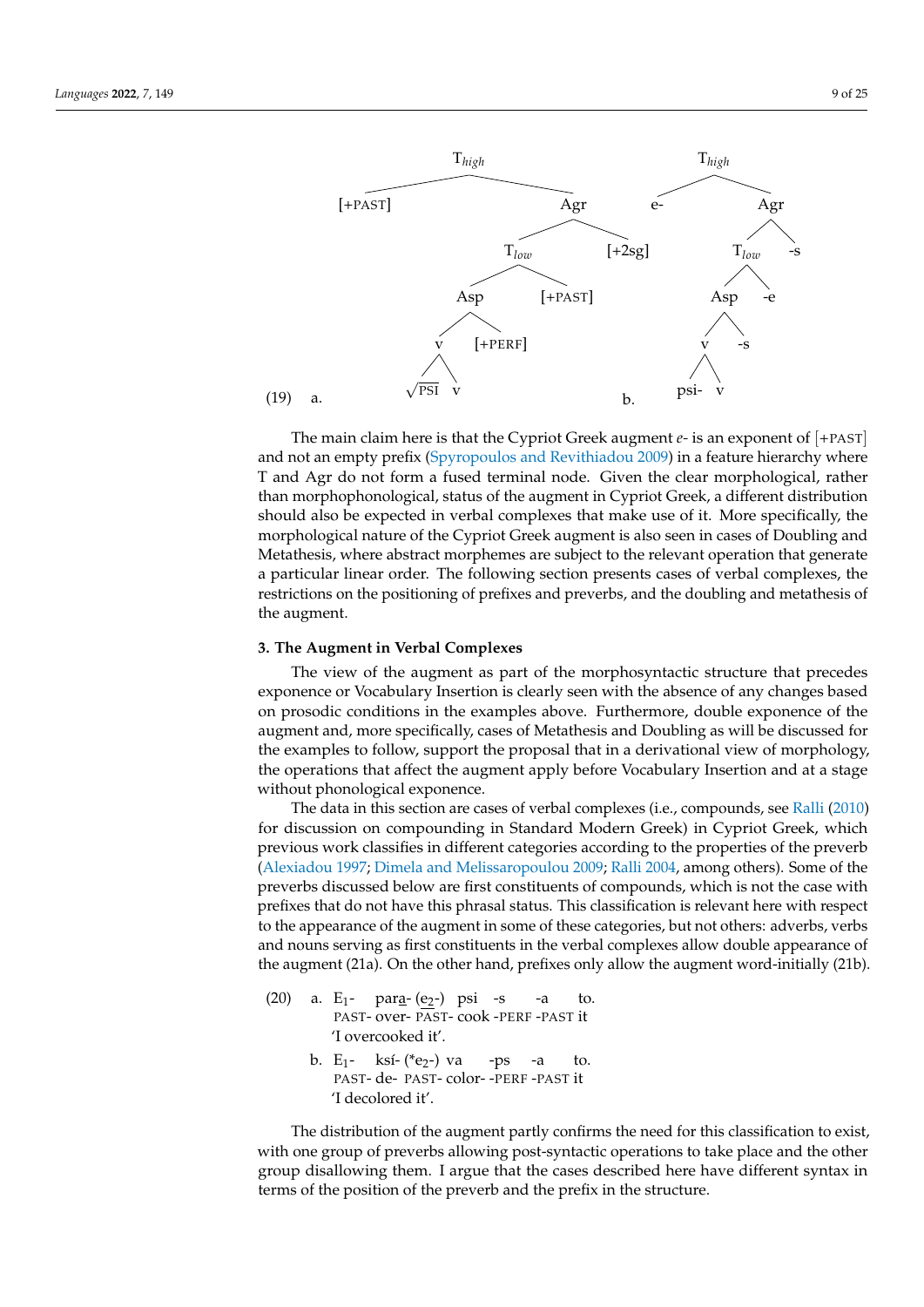(19) a.

```
                T_high
              /        \
        [+PAST]         Agr
                      /     \
                 T_low      [+2sg]
                /     \
             Asp      [+PAST]
            /    \
           v     [+PERF]
          / \
       √PSI  v
```

b.

```
          T_high
         /      \
       e-        Agr
                /    \
            T_low     -s
            /    \
          Asp     -e
         /   \
        v     -s
       / \
    psi-  v
```

The main claim here is that the Cypriot Greek augment *e-* is an exponent of [+PAST] and not an empty prefix (Spyropoulos and Revithiadou 2009) in a feature hierarchy where T and Agr do not form a fused terminal node. Given the clear morphological, rather than morphophonological, status of the augment in Cypriot Greek, a different distribution should also be expected in verbal complexes that make use of it. More specifically, the morphological nature of the Cypriot Greek augment is also seen in cases of Doubling and Metathesis, where abstract morphemes are subject to the relevant operation that generate a particular linear order. The following section presents cases of verbal complexes, the restrictions on the positioning of prefixes and preverbs, and the doubling and metathesis of the augment.

### 3. The Augment in Verbal Complexes

The view of the augment as part of the morphosyntactic structure that precedes exponence or Vocabulary Insertion is clearly seen with the absence of any changes based on prosodic conditions in the examples above. Furthermore, double exponence of the augment and, more specifically, cases of Metathesis and Doubling as will be discussed for the examples to follow, support the proposal that in a derivational view of morphology, the operations that affect the augment apply before Vocabulary Insertion and at a stage without phonological exponence.

The data in this section are cases of verbal complexes (i.e., compounds, see Ralli (2010) for discussion on compounding in Standard Modern Greek) in Cypriot Greek, which previous work classifies in different categories according to the properties of the preverb (Alexiadou 1997; Dimela and Melissaropoulou 2009; Ralli 2004, among others). Some of the preverbs discussed below are first constituents of compounds, which is not the case with prefixes that do not have this phrasal status. This classification is relevant here with respect to the appearance of the augment in some of these categories, but not others: adverbs, verbs and nouns serving as first constituents in the verbal complexes allow double appearance of the augment (21a). On the other hand, prefixes only allow the augment word-initially (21b).

(20) a. $E_1$- para- ($e_2$-) psi -s -a to.
PAST- over- PAST- cook -PERF -PAST it
'I overcooked it'.

b. $E_1$- ksí- (*$e_2$-) va -ps -a to.
PAST- de- PAST- color- -PERF -PAST it
'I decolored it'.

The distribution of the augment partly confirms the need for this classification to exist, with one group of preverbs allowing post-syntactic operations to take place and the other group disallowing them. I argue that the cases described here have different syntax in terms of the position of the preverb and the prefix in the structure.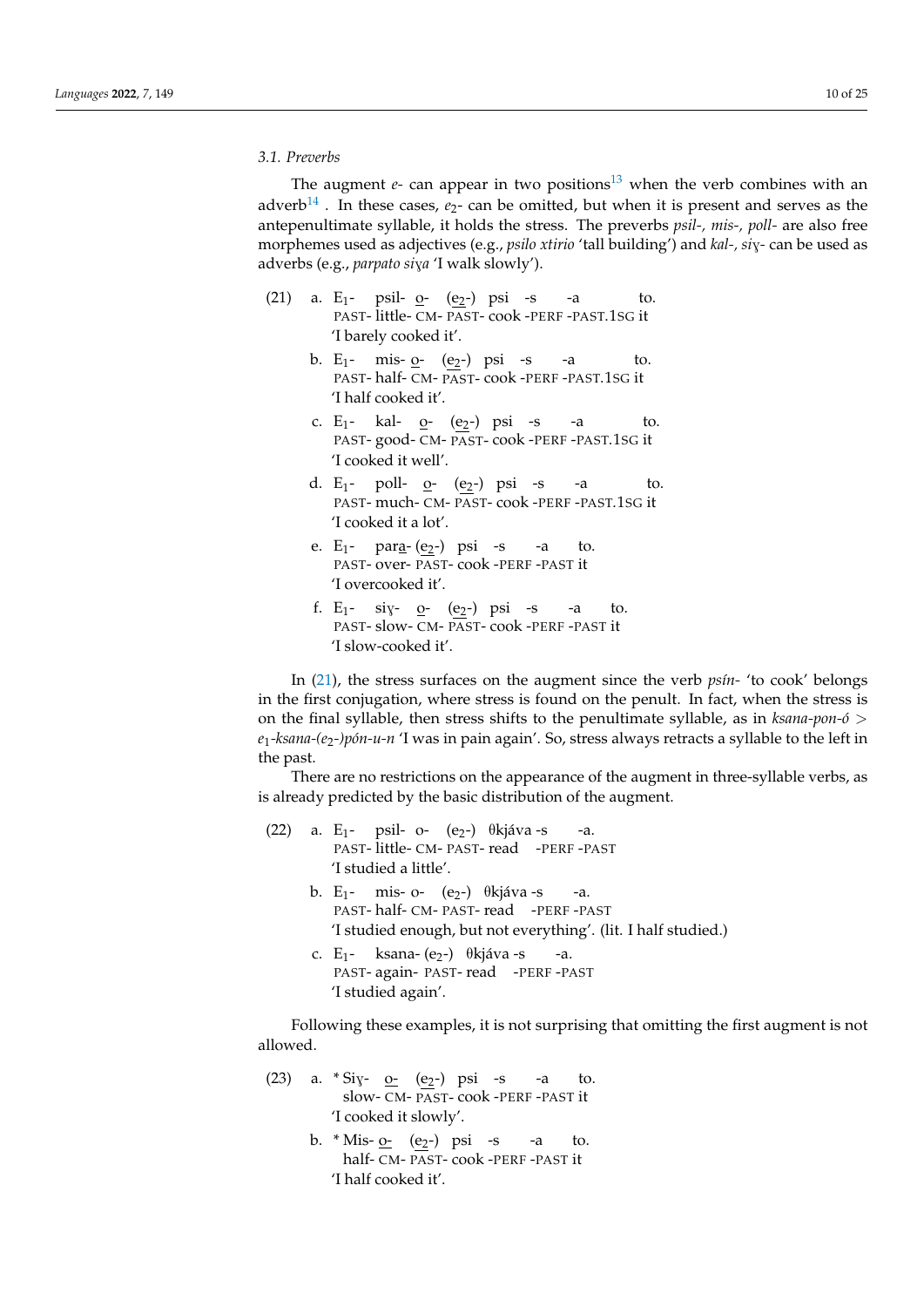### 3.1. Preverbs

The augment *e*- can appear in two positions[13] when the verb combines with an adverb[14]. In these cases, *e*$_2$- can be omitted, but when it is present and serves as the antepenultimate syllable, it holds the stress. The preverbs *psil-*, *mis-*, *poll-* are also free morphemes used as adjectives (e.g., *psilo xtirio* 'tall building') and *kal-*, *siɣ-* can be used as adverbs (e.g., *parpato siɣa* 'I walk slowly').

(21)
a. E$_1$- psil- o- (e$_2$-) psi -s -a to.
PAST- little- CM- PAST- cook -PERF -PAST.1SG it
'I barely cooked it'.

b. E$_1$- mis- o- (e$_2$-) psi -s -a to.
PAST- half- CM- PAST- cook -PERF -PAST.1SG it
'I half cooked it'.

c. E$_1$- kal- o- (e$_2$-) psi -s -a to.
PAST- good- CM- PAST- cook -PERF -PAST.1SG it
'I cooked it well'.

d. E$_1$- poll- o- (e$_2$-) psi -s -a to.
PAST- much- CM- PAST- cook -PERF -PAST.1SG it
'I cooked it a lot'.

e. E$_1$- para- (e$_2$-) psi -s -a to.
PAST- over- PAST- cook -PERF -PAST it
'I overcooked it'.

f. E$_1$- siɣ- o- (e$_2$-) psi -s -a to.
PAST- slow- CM- PAST- cook -PERF -PAST it
'I slow-cooked it'.

In (21), the stress surfaces on the augment since the verb *psín-* 'to cook' belongs in the first conjugation, where stress is found on the penult. In fact, when the stress is on the final syllable, then stress shifts to the penultimate syllable, as in *ksana-pon-ó* > *e*$_1$*-ksana-(e*$_2$*-)pón-u-n* 'I was in pain again'. So, stress always retracts a syllable to the left in the past.

There are no restrictions on the appearance of the augment in three-syllable verbs, as is already predicted by the basic distribution of the augment.

(22)
a. E$_1$- psil- o- (e$_2$-) θkjáva -s -a.
PAST- little- CM- PAST- read -PERF -PAST
'I studied a little'.

b. E$_1$- mis- o- (e$_2$-) θkjáva -s -a.
PAST- half- CM- PAST- read -PERF -PAST
'I studied enough, but not everything'. (lit. I half studied.)

c. E$_1$- ksana- (e$_2$-) θkjáva -s -a.
PAST- again- PAST- read -PERF -PAST
'I studied again'.

Following these examples, it is not surprising that omitting the first augment is not allowed.

(23)
a. * Siɣ- o- (e$_2$-) psi -s -a to.
slow- CM- PAST- cook -PERF -PAST it
'I cooked it slowly'.

b. * Mis- o- (e$_2$-) psi -s -a to.
half- CM- PAST- cook -PERF -PAST it
'I half cooked it'.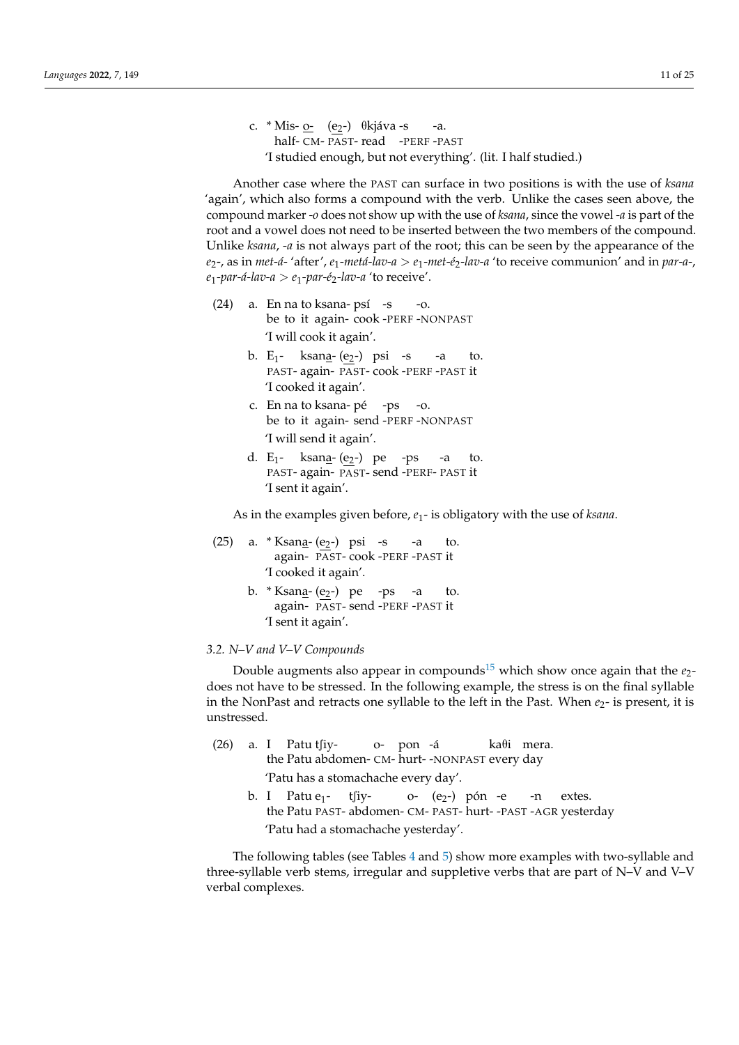c. * Mis- o- ($e_2$-) θkjáva -s -a.
   half- CM- PAST- read -PERF -PAST
   'I studied enough, but not everything'. (lit. I half studied.)

Another case where the PAST can surface in two positions is with the use of *ksana* 'again', which also forms a compound with the verb. Unlike the cases seen above, the compound marker *-o* does not show up with the use of *ksana*, since the vowel *-a* is part of the root and a vowel does not need to be inserted between the two members of the compound. Unlike *ksana*, *-a* is not always part of the root; this can be seen by the appearance of the $e_2$-, as in *met-á-* 'after', $e_1$*-metá-lav-a* > $e_1$*-met-é*$_2$*-lav-a* 'to receive communion' and in *par-a-*, $e_1$*-par-á-lav-a* > $e_1$*-par-é*$_2$*-lav-a* 'to receive'.

(24) a. En na to ksana- psí -s -o.
   be to it again- cook -PERF -NONPAST
   'I will cook it again'.

b. $E_1$- ksana- ($e_2$-) psi -s -a to.
   PAST- again- PAST- cook -PERF -PAST it
   'I cooked it again'.

c. En na to ksana- pé -ps -o.
   be to it again- send -PERF -NONPAST
   'I will send it again'.

d. $E_1$- ksana- ($e_2$-) pe -ps -a to.
   PAST- again- PAST- send -PERF- PAST it
   'I sent it again'.

As in the examples given before, $e_1$- is obligatory with the use of *ksana*.

(25) a. * Ksana- ($e_2$-) psi -s -a to.
   again- PAST- cook -PERF -PAST it
   'I cooked it again'.

b. * Ksana- ($e_2$-) pe -ps -a to.
   again- PAST- send -PERF -PAST it
   'I sent it again'.

### 3.2. N–V and V–V Compounds

Double augments also appear in compounds[15] which show once again that the $e_2$- does not have to be stressed. In the following example, the stress is on the final syllable in the NonPast and retracts one syllable to the left in the Past. When $e_2$- is present, it is unstressed.

(26) a. I Patu tʃiy- o- pon -á kaθi mera.
   the Patu abdomen- CM- hurt- -NONPAST every day
   'Patu has a stomachache every day'.

b. I Patu $e_1$- tʃiy- o- ($e_2$-) pón -e -n extes.
   the Patu PAST- abdomen- CM- PAST- hurt- -PAST -AGR yesterday
   'Patu had a stomachache yesterday'.

The following tables (see Tables 4 and 5) show more examples with two-syllable and three-syllable verb stems, irregular and suppletive verbs that are part of N–V and V–V verbal complexes.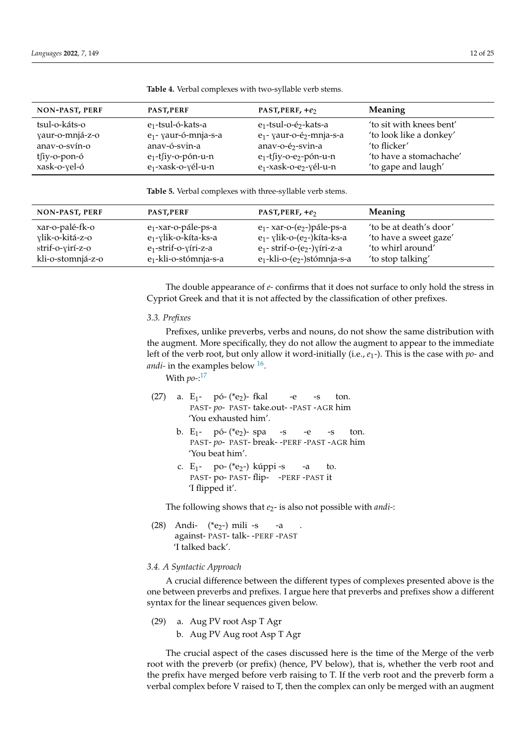**Table 4.** Verbal complexes with two-syllable verb stems.

| NON-PAST, PERF | PAST,PERF | PAST,PERF, $+e_2$ | Meaning |
|---|---|---|---|
| tsul-o-káts-o | $e_1$-tsul-ó-kats-a | $e_1$-tsul-o-é$_2$-kats-a | 'to sit with knees bent' |
| ɣaur-o-mnjá-z-o | $e_1$- ɣaur-ó-mnja-s-a | $e_1$- ɣaur-o-é$_2$-mnja-s-a | 'to look like a donkey' |
| anav-o-svín-o | anav-ó-svin-a | anav-o-é$_2$-svin-a | 'to flicker' |
| tʃiy-o-pon-ó | $e_1$-tʃiy-o-pón-u-n | $e_1$-tʃiy-o-e$_2$-pón-u-n | 'to have a stomachache' |
| xask-o-ɣel-ó | $e_1$-xask-o-ɣél-u-n | $e_1$-xask-o-e$_2$-ɣél-u-n | 'to gape and laugh' |

**Table 5.** Verbal complexes with three-syllable verb stems.

| NON-PAST, PERF | PAST,PERF | PAST,PERF, $+e_2$ | Meaning |
|---|---|---|---|
| xar-o-palé-fk-o | $e_1$-xar-o-págle-ps-a | $e_1$- xar-o-(e$_2$-)pále-ps-a | 'to be at death's door' |
| ɣlik-o-kitá-z-o | $e_1$-ɣlik-o-kíta-ks-a | $e_1$- ɣlik-o-(e$_2$-)kíta-ks-a | 'to have a sweet gaze' |
| strif-o-ɣirí-z-o | $e_1$-strif-o-ɣíri-z-a | $e_1$- strif-o-(e$_2$-)ɣíri-z-a | 'to whirl around' |
| kli-o-stomnjá-z-o | $e_1$-kli-o-stómnja-s-a | $e_1$-kli-o-(e$_2$-)stómnja-s-a | 'to stop talking' |

The double appearance of *e-* confirms that it does not surface to only hold the stress in Cypriot Greek and that it is not affected by the classification of other prefixes.

### 3.3. Prefixes

Prefixes, unlike preverbs, verbs and nouns, do not show the same distribution with the augment. More specifically, they do not allow the augment to appear to the immediate left of the verb root, but only allow it word-initially (i.e., $e_1$-). This is the case with *po-* and *andi-* in the examples below [16].

With *po-*:[17]

(27) a. E$_1$- pó- (*e$_2$)- fkal -e -s ton.
PAST- *po-* PAST- take.out- -PAST -AGR him
'You exhausted him'.

b. E$_1$- pó- (*e$_2$)- spa -s -e -s ton.
PAST- *po-* PAST- break- -PERF -PAST -AGR him
'You beat him'.

c. E$_1$- po- (*e$_2$-) kúppi -s -a to.
PAST- po- PAST- flip- -PERF -PAST it
'I flipped it'.

The following shows that $e_2$- is also not possible with *andi-*:

(28) Andi- (*e$_2$-) mili -s -a .
against- PAST- talk- -PERF -PAST
'I talked back'.

### 3.4. A Syntactic Approach

A crucial difference between the different types of complexes presented above is the one between preverbs and prefixes. I argue here that preverbs and prefixes show a different syntax for the linear sequences given below.

(29) a. Aug PV root Asp T Agr
b. Aug PV Aug root Asp T Agr

The crucial aspect of the cases discussed here is the time of the Merge of the verb root with the preverb (or prefix) (hence, PV below), that is, whether the verb root and the prefix have merged before verb raising to T. If the verb root and the preverb form a verbal complex before V raised to T, then the complex can only be merged with an augment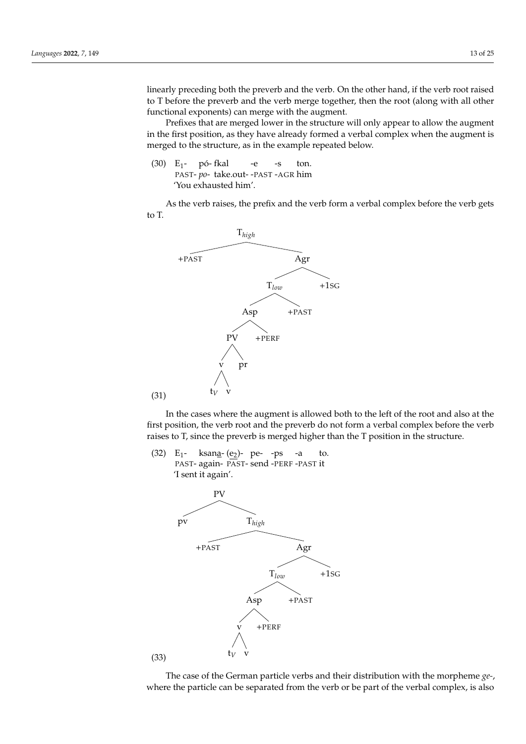linearly preceding both the preverb and the verb. On the other hand, if the verb root raised to T before the preverb and the verb merge together, then the root (along with all other functional exponents) can merge with the augment.

Prefixes that are merged lower in the structure will only appear to allow the augment in the first position, as they have already formed a verbal complex when the augment is merged to the structure, as in the example repeated below.

(30) $E_1$- pó- fkal -e -s ton.
PAST- *po*- take.out- -PAST -AGR him
'You exhausted him'.

As the verb raises, the prefix and the verb form a verbal complex before the verb gets to T.

(31)

$T_{high}$
+PAST
Agr
$T_{low}$
+1SG
Asp
+PAST
PV
+PERF
v
pr
$t_V$
v

In the cases where the augment is allowed both to the left of the root and also at the first position, the verb root and the preverb do not form a verbal complex before the verb raises to T, since the preverb is merged higher than the T position in the structure.

(32) $E_1$- ksana- ($e_2$)- pe- -ps -a to.
PAST- again- PAST- send -PERF -PAST it
'I sent it again'.

(33)

PV
pv
$T_{high}$
+PAST
Agr
$T_{low}$
+1SG
Asp
+PAST
v
+PERF
$t_V$
v

The case of the German particle verbs and their distribution with the morpheme *ge*-, where the particle can be separated from the verb or be part of the verbal complex, is also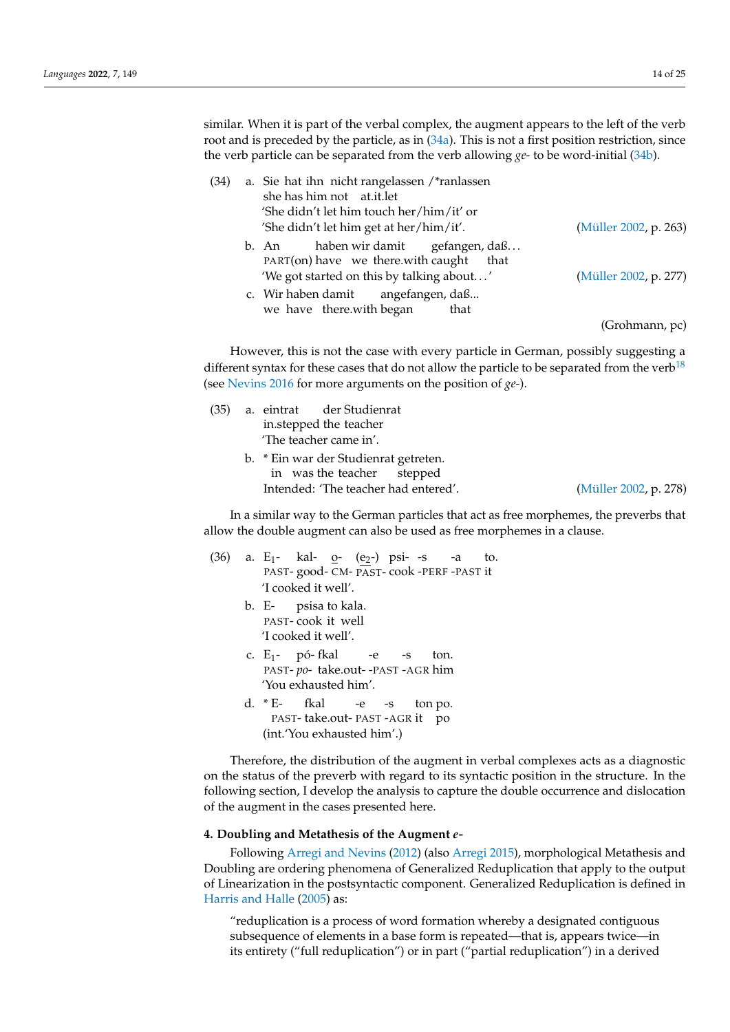similar. When it is part of the verbal complex, the augment appears to the left of the verb root and is preceded by the particle, as in (34a). This is not a first position restriction, since the verb particle can be separated from the verb allowing *ge-* to be word-initial (34b).

(34) a. Sie hat ihn nicht rangelassen /*ranlassen
she has him not at.it.let
'She didn't let him touch her/him/it' or
'She didn't let him get at her/him/it'. (Müller 2002, p. 263)

b. An haben wir damit gefangen, daß...
PART(on) have we there.with caught that
'We got started on this by talking about...' (Müller 2002, p. 277)

c. Wir haben damit angefangen, daß...
we have there.with began that
(Grohmann, pc)

However, this is not the case with every particle in German, possibly suggesting a different syntax for these cases that do not allow the particle to be separated from the verb[18] (see Nevins 2016 for more arguments on the position of *ge-*).

(35) a. eintrat der Studienrat
in.stepped the teacher
'The teacher came in'.

b. * Ein war der Studienrat getreten.
in was the teacher stepped
Intended: 'The teacher had entered'. (Müller 2002, p. 278)

In a similar way to the German particles that act as free morphemes, the preverbs that allow the double augment can also be used as free morphemes in a clause.

(36) a. $E_1$- kal- <u>o</u>- (<u>$e_2$</u>-) psi- -s -a to.
PAST- good- CM- PAST- cook -PERF -PAST it
'I cooked it well'.

b. E- psisa to kala.
PAST- cook it well
'I cooked it well'.

c. $E_1$- pó- fkal -e -s ton.
PAST- *po-* take.out- -PAST -AGR him
'You exhausted him'.

d. * E- fkal -e -s ton po.
PAST- take.out- PAST -AGR it po
(int.'You exhausted him'.)

Therefore, the distribution of the augment in verbal complexes acts as a diagnostic on the status of the preverb with regard to its syntactic position in the structure. In the following section, I develop the analysis to capture the double occurrence and dislocation of the augment in the cases presented here.

## 4. Doubling and Metathesis of the Augment *e-*

Following Arregi and Nevins (2012) (also Arregi 2015), morphological Metathesis and Doubling are ordering phenomena of Generalized Reduplication that apply to the output of Linearization in the postsyntactic component. Generalized Reduplication is defined in Harris and Halle (2005) as:

> "reduplication is a process of word formation whereby a designated contiguous subsequence of elements in a base form is repeated—that is, appears twice—in its entirety ("full reduplication") or in part ("partial reduplication") in a derived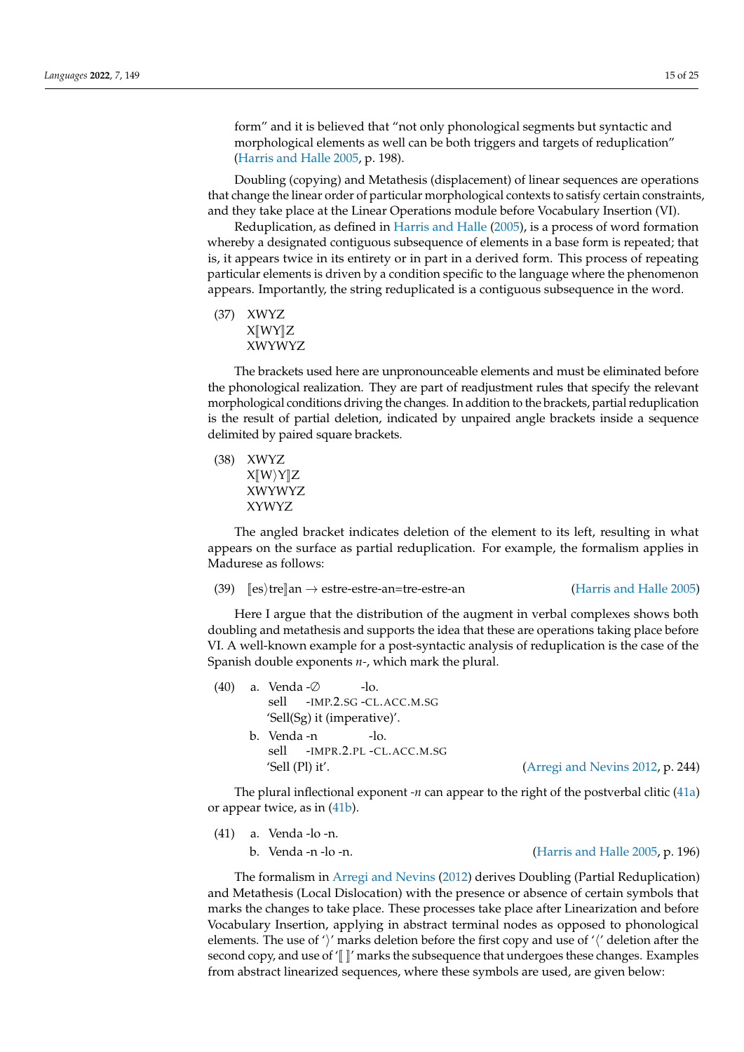form" and it is believed that "not only phonological segments but syntactic and morphological elements as well can be both triggers and targets of reduplication" (Harris and Halle 2005, p. 198).

Doubling (copying) and Metathesis (displacement) of linear sequences are operations that change the linear order of particular morphological contexts to satisfy certain constraints, and they take place at the Linear Operations module before Vocabulary Insertion (VI).

Reduplication, as defined in Harris and Halle (2005), is a process of word formation whereby a designated contiguous subsequence of elements in a base form is repeated; that is, it appears twice in its entirety or in part in a derived form. This process of repeating particular elements is driven by a condition specific to the language where the phenomenon appears. Importantly, the string reduplicated is a contiguous subsequence in the word.

(37) XWYZ
X⟦WY⟧Z
XWYWYZ

The brackets used here are unpronounceable elements and must be eliminated before the phonological realization. They are part of readjustment rules that specify the relevant morphological conditions driving the changes. In addition to the brackets, partial reduplication is the result of partial deletion, indicated by unpaired angle brackets inside a sequence delimited by paired square brackets.

(38) XWYZ
X⟦W⟩Y⟧Z
XWYWYZ
XYWYZ

The angled bracket indicates deletion of the element to its left, resulting in what appears on the surface as partial reduplication. For example, the formalism applies in Madurese as follows:

(39) ⟦es⟩tre⟧an → estre-estre-an=tre-estre-an (Harris and Halle 2005)

Here I argue that the distribution of the augment in verbal complexes shows both doubling and metathesis and supports the idea that these are operations taking place before VI. A well-known example for a post-syntactic analysis of reduplication is the case of the Spanish double exponents *n*-, which mark the plural.

(40) a. Venda -∅ -lo.
sell -IMP.2.SG -CL.ACC.M.SG
'Sell(Sg) it (imperative)'.
b. Venda -n -lo.
sell -IMPR.2.PL -CL.ACC.M.SG
'Sell (Pl) it'. (Arregi and Nevins 2012, p. 244)

The plural inflectional exponent *-n* can appear to the right of the postverbal clitic (41a) or appear twice, as in (41b).

(41) a. Venda -lo -n.
b. Venda -n -lo -n. (Harris and Halle 2005, p. 196)

The formalism in Arregi and Nevins (2012) derives Doubling (Partial Reduplication) and Metathesis (Local Dislocation) with the presence or absence of certain symbols that marks the changes to take place. These processes take place after Linearization and before Vocabulary Insertion, applying in abstract terminal nodes as opposed to phonological elements. The use of '⟩' marks deletion before the first copy and use of '⟨' deletion after the second copy, and use of '⟦ ⟧' marks the subsequence that undergoes these changes. Examples from abstract linearized sequences, where these symbols are used, are given below: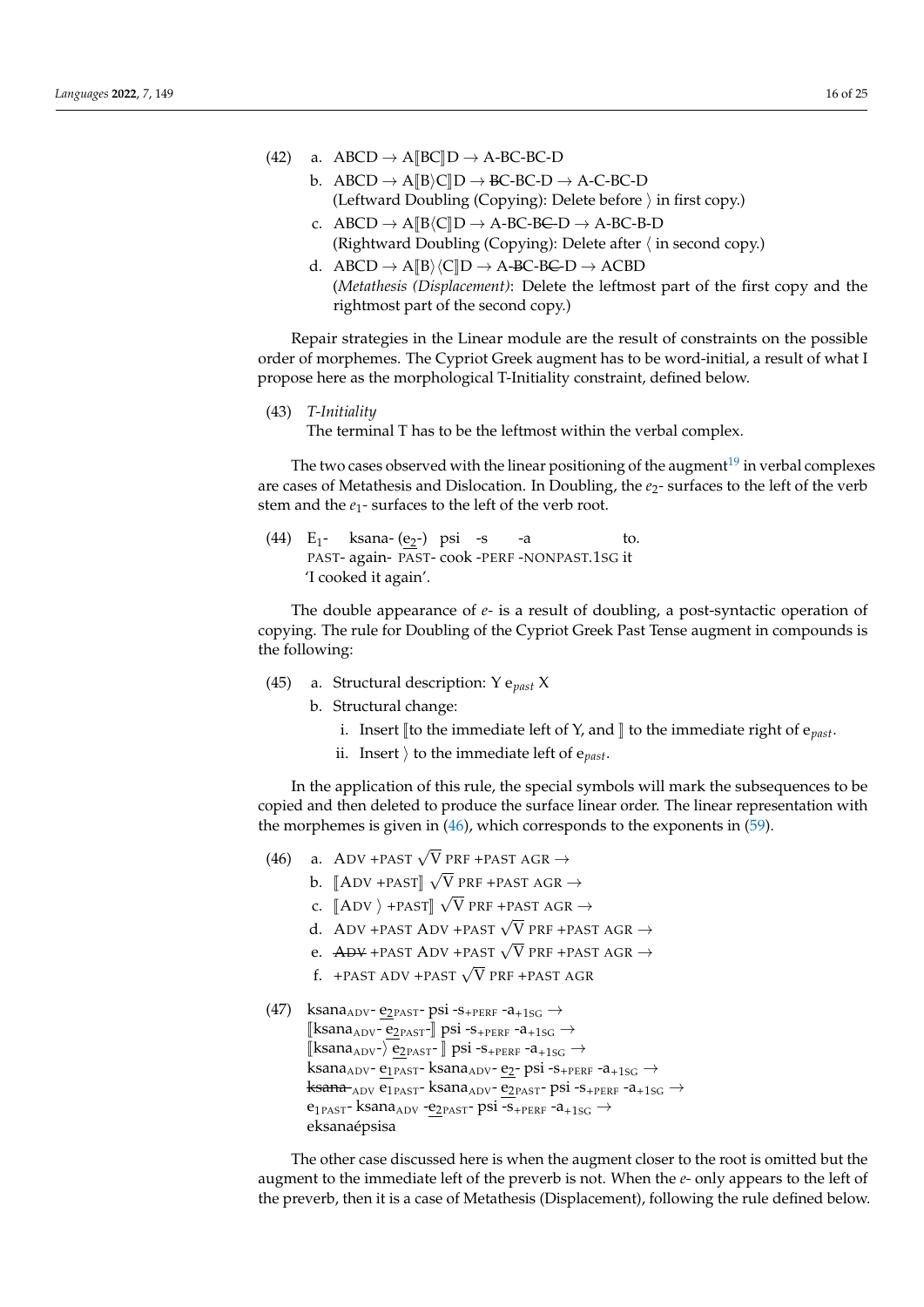(42) a. ABCD → A⟦BC⟧D → A-BC-BC-D

b. ABCD → A⟦B⟩C⟧D → ~~B~~C-BC-D → A-C-BC-D
(Leftward Doubling (Copying): Delete before ⟩ in first copy.)

c. ABCD → A⟦B⟨C⟧D → A-BC-B~~C~~-D → A-BC-B-D
(Rightward Doubling (Copying): Delete after ⟨ in second copy.)

d. ABCD → A⟦B⟩⟨C⟧D → A-~~B~~C-B~~C~~-D → ACBD
(*Metathesis (Displacement)*: Delete the leftmost part of the first copy and the rightmost part of the second copy.)

Repair strategies in the Linear module are the result of constraints on the possible order of morphemes. The Cypriot Greek augment has to be word-initial, a result of what I propose here as the morphological T-Initiality constraint, defined below.

(43) *T-Initiality*
The terminal T has to be the leftmost within the verbal complex.

The two cases observed with the linear positioning of the augment[19] in verbal complexes are cases of Metathesis and Dislocation. In Doubling, the $e_2$- surfaces to the left of the verb stem and the $e_1$- surfaces to the left of the verb root.

(44) $E_1$- ksana- ($\underline{e_2}$-) psi -s -a to.
PAST- again- PAST- cook -PERF -NONPAST.1SG it
'I cooked it again'.

The double appearance of *e*- is a result of doubling, a post-syntactic operation of copying. The rule for Doubling of the Cypriot Greek Past Tense augment in compounds is the following:

(45) a. Structural description: Y $e_{past}$ X

b. Structural change:

i. Insert ⟦to the immediate left of Y, and ⟧ to the immediate right of $e_{past}$.

ii. Insert ⟩ to the immediate left of $e_{past}$.

In the application of this rule, the special symbols will mark the subsequences to be copied and then deleted to produce the surface linear order. The linear representation with the morphemes is given in (46), which corresponds to the exponents in (59).

(46) a. ADV +PAST $\sqrt{\text{V}}$ PRF +PAST AGR →

b. ⟦ADV +PAST⟧ $\sqrt{\text{V}}$ PRF +PAST AGR →

c. ⟦ADV ⟩ +PAST⟧ $\sqrt{\text{V}}$ PRF +PAST AGR →

d. ADV +PAST ADV +PAST $\sqrt{\text{V}}$ PRF +PAST AGR →

e. ~~ADV~~ +PAST ADV +PAST $\sqrt{\text{V}}$ PRF +PAST AGR →

f. +PAST ADV +PAST $\sqrt{\text{V}}$ PRF +PAST AGR

(47) $\text{ksana}_{\text{ADV}}$- $\underline{e_2}_{\text{PAST}}$- psi -$s_{+\text{PERF}}$ -$a_{+1\text{SG}}$ →
⟦$\text{ksana}_{\text{ADV}}$- $\underline{e_2}_{\text{PAST}}$-⟧ psi -$s_{+\text{PERF}}$ -$a_{+1\text{SG}}$ →
⟦$\text{ksana}_{\text{ADV}}$-⟩ $\underline{e_2}_{\text{PAST}}$- ⟧ psi -$s_{+\text{PERF}}$ -$a_{+1\text{SG}}$ →
$\text{ksana}_{\text{ADV}}$- $\underline{e_1}_{\text{PAST}}$- $\text{ksana}_{\text{ADV}}$- $\underline{e_2}$- psi -$s_{+\text{PERF}}$ -$a_{+1\text{SG}}$ →
~~ksana-~~$_{\text{ADV}}$ $e_{1\text{PAST}}$- $\text{ksana}_{\text{ADV}}$- $\underline{e_2}_{\text{PAST}}$- psi -$s_{+\text{PERF}}$ -$a_{+1\text{SG}}$ →
$e_{1\text{PAST}}$- $\text{ksana}_{\text{ADV}}$ -$\underline{e_2}_{\text{PAST}}$- psi -$s_{+\text{PERF}}$ -$a_{+1\text{SG}}$ →
eksanaépsisa

The other case discussed here is when the augment closer to the root is omitted but the augment to the immediate left of the preverb is not. When the *e*- only appears to the left of the preverb, then it is a case of Metathesis (Displacement), following the rule defined below.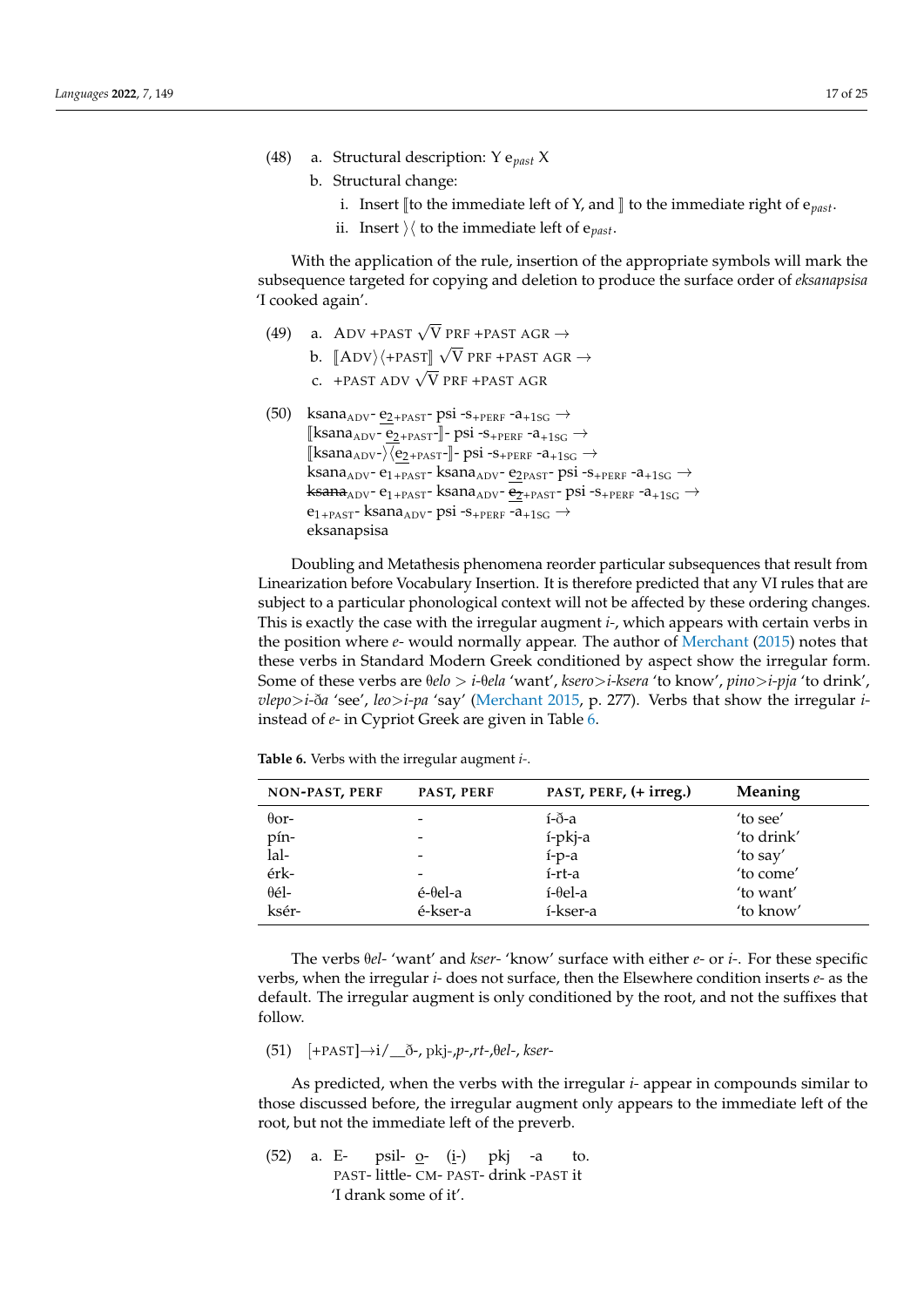(48) a. Structural description: Y $e_{past}$ X

b. Structural change:

i. Insert ⟦ to the immediate left of Y, and ⟧ to the immediate right of $e_{past}$.

ii. Insert ⟩⟨ to the immediate left of $e_{past}$.

With the application of the rule, insertion of the appropriate symbols will mark the subsequence targeted for copying and deletion to produce the surface order of *eksanapsisa* 'I cooked again'.

(49) a. ADV +PAST $\sqrt{\text{V}}$ PRF +PAST AGR →

b. ⟦ADV⟩⟨+PAST⟧ $\sqrt{\text{V}}$ PRF +PAST AGR →

c. +PAST ADV $\sqrt{\text{V}}$ PRF +PAST AGR

(50) $\text{ksana}_{\text{ADV}}$- $\underline{\text{e}}_{2+\text{PAST}}$- psi -$\text{s}_{+\text{PERF}}$ -$\text{a}_{+1\text{SG}}$ →
⟦$\text{ksana}_{\text{ADV}}$- $\underline{\text{e}}_{2+\text{PAST}}$-⟧- psi -$\text{s}_{+\text{PERF}}$ -$\text{a}_{+1\text{SG}}$ →
⟦$\text{ksana}_{\text{ADV}}$-⟩⟨$\underline{\text{e}}_{2+\text{PAST}}$-⟧- psi -$\text{s}_{+\text{PERF}}$ -$\text{a}_{+1\text{SG}}$ →
$\text{ksana}_{\text{ADV}}$- $\text{e}_{1+\text{PAST}}$- $\text{ksana}_{\text{ADV}}$- $\underline{\text{e}}_{2\text{PAST}}$- psi -$\text{s}_{+\text{PERF}}$ -$\text{a}_{+1\text{SG}}$ →
~~ksana~~$_{\text{ADV}}$- $\text{e}_{1+\text{PAST}}$- $\text{ksana}_{\text{ADV}}$- ~~$\underline{\text{e}}_{2}$~~$_{+\text{PAST}}$- psi -$\text{s}_{+\text{PERF}}$ -$\text{a}_{+1\text{SG}}$ →
$\text{e}_{1+\text{PAST}}$- $\text{ksana}_{\text{ADV}}$- psi -$\text{s}_{+\text{PERF}}$ -$\text{a}_{+1\text{SG}}$ →
eksanapsisa

Doubling and Metathesis phenomena reorder particular subsequences that result from Linearization before Vocabulary Insertion. It is therefore predicted that any VI rules that are subject to a particular phonological context will not be affected by these ordering changes. This is exactly the case with the irregular augment *i-*, which appears with certain verbs in the position where *e-* would normally appear. The author of Merchant (2015) notes that these verbs in Standard Modern Greek conditioned by aspect show the irregular form. Some of these verbs are *θelo > i-θela* 'want', *ksero>i-ksera* 'to know', *pino>i-pja* 'to drink', *vlepo>i-ða* 'see', *leo>i-pa* 'say' (Merchant 2015, p. 277). Verbs that show the irregular *i-* instead of *e-* in Cypriot Greek are given in Table 6.

**Table 6.** Verbs with the irregular augment *i-*.

| NON-PAST, PERF | PAST, PERF | PAST, PERF, (+ irreg.) | Meaning |
|---|---|---|---|
| θor- | - | í-ð-a | 'to see' |
| pín- | - | í-pkj-a | 'to drink' |
| lal- | - | í-p-a | 'to say' |
| érk- | - | í-rt-a | 'to come' |
| θél- | é-θel-a | í-θel-a | 'to want' |
| ksér- | é-kser-a | í-kser-a | 'to know' |

The verbs *θel-* 'want' and *kser-* 'know' surface with either *e-* or *i-*. For these specific verbs, when the irregular *i-* does not surface, then the Elsewhere condition inserts *e-* as the default. The irregular augment is only conditioned by the root, and not the suffixes that follow.

(51) [+PAST]→i/__ð-, pkj-,*p-*,*rt-*,*θel-*, *kser-*

As predicted, when the verbs with the irregular *i-* appear in compounds similar to those discussed before, the irregular augment only appears to the immediate left of the root, but not the immediate left of the preverb.

(52) a. E- psil- o̲- (i̲-) pkj -a to.
PAST- little- CM- PAST- drink -PAST it
'I drank some of it'.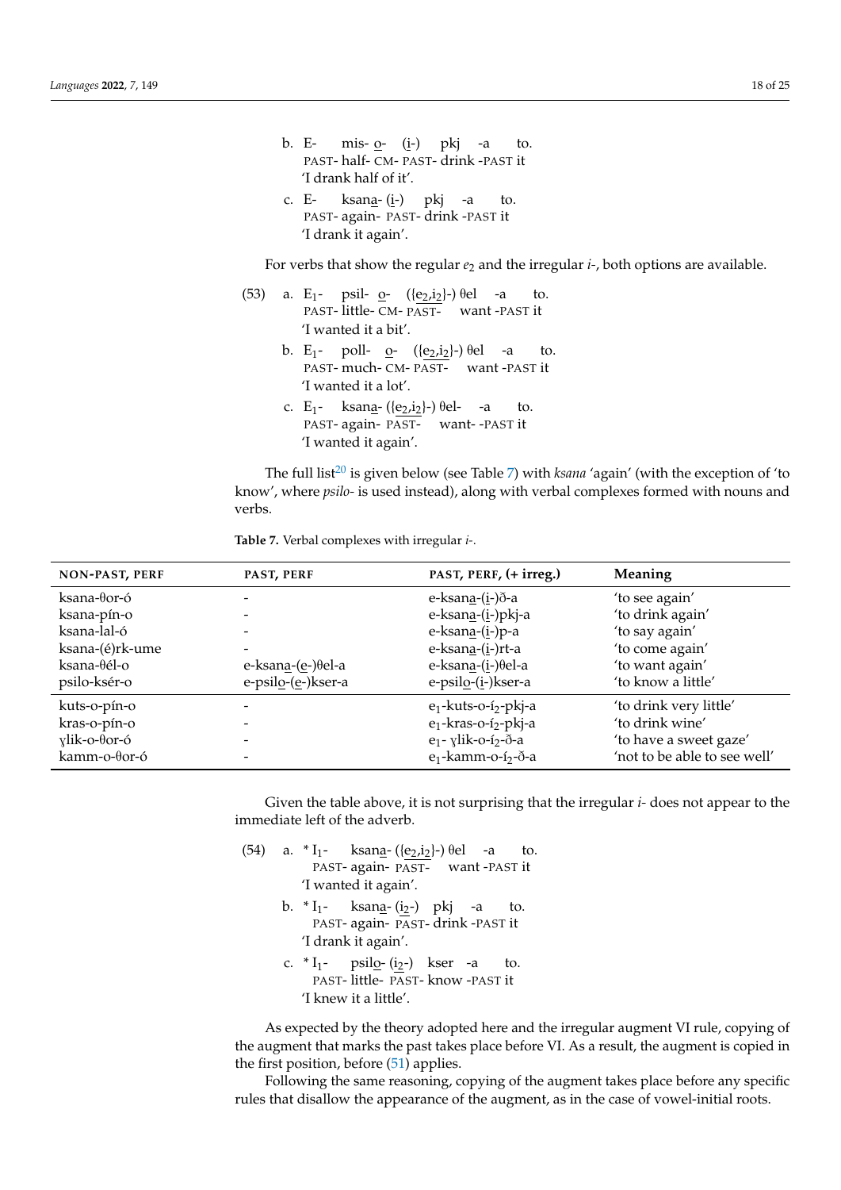b. E- mis- <u>o</u>- (<u>i</u>-) pkj -a to.
   PAST- half- CM- PAST- drink -PAST it
   'I drank half of it'.

c. E- ksan<u>a</u>- (<u>i</u>-) pkj -a to.
   PAST- again- PAST- drink -PAST it
   'I drank it again'.

For verbs that show the regular $e_2$ and the irregular *i-*, both options are available.

(53) a. $E_1$- psil- <u>o</u>- ({$\underline{e_2}$,$\underline{i_2}$}-) θel -a to.
   PAST- little- CM- PAST- want -PAST it
   'I wanted it a bit'.

b. $E_1$- poll- <u>o</u>- ({$\underline{e_2}$,$\underline{i_2}$}-) θel -a to.
   PAST- much- CM- PAST- want -PAST it
   'I wanted it a lot'.

c. $E_1$- ksan<u>a</u>- ({$\underline{e_2}$,$\underline{i_2}$}-) θel- -a to.
   PAST- again- PAST- want- -PAST it
   'I wanted it again'.

The full list[20] is given below (see Table 7) with *ksana* 'again' (with the exception of 'to know', where *psilo-* is used instead), along with verbal complexes formed with nouns and verbs.

**Table 7.** Verbal complexes with irregular *i-*.

| NON-PAST, PERF | PAST, PERF | PAST, PERF, (+ irreg.) | Meaning |
|---|---|---|---|
| ksana-θor-ó | - | e-ksan<u>a</u>-(<u>i</u>-)ð-a | 'to see again' |
| ksana-pín-o | - | e-ksan<u>a</u>-(<u>i</u>-)pkj-a | 'to drink again' |
| ksana-lal-ó | - | e-ksan<u>a</u>-(<u>i</u>-)p-a | 'to say again' |
| ksana-(é)rk-ume | - | e-ksan<u>a</u>-(<u>i</u>-)rt-a | 'to come again' |
| ksana-θél-o | e-ksan<u>a</u>-(<u>e</u>-)θel-a | e-ksan<u>a</u>-(<u>i</u>-)θel-a | 'to want again' |
| psilo-ksér-o | e-psil<u>o</u>-(<u>e</u>-)kser-a | e-psil<u>o</u>-(<u>i</u>-)kser-a | 'to know a little' |
| kuts-o-pín-o | - | $e_1$-kuts-o-í$_2$-pkj-a | 'to drink very little' |
| kras-o-pín-o | - | $e_1$-kras-o-í$_2$-pkj-a | 'to drink wine' |
| ɣlik-o-θor-ó | - | $e_1$- ɣlik-o-í$_2$-ð-a | 'to have a sweet gaze' |
| kamm-o-θor-ó | - | $e_1$-kamm-o-í$_2$-ð-a | 'not to be able to see well' |

Given the table above, it is not surprising that the irregular *i-* does not appear to the immediate left of the adverb.

(54) a. * $I_1$- ksan<u>a</u>- ({$\underline{e_2}$,$\underline{i_2}$}-) θel -a to.
   PAST- again- PAST- want -PAST it
   'I wanted it again'.

b. * $I_1$- ksan<u>a</u>- ($\underline{i_2}$-) pkj -a to.
   PAST- again- PAST- drink -PAST it
   'I drank it again'.

c. * $I_1$- psil<u>o</u>- ($\underline{i_2}$-) kser -a to.
   PAST- little- PAST- know -PAST it
   'I knew it a little'.

As expected by the theory adopted here and the irregular augment VI rule, copying of the augment that marks the past takes place before VI. As a result, the augment is copied in the first position, before (51) applies.

Following the same reasoning, copying of the augment takes place before any specific rules that disallow the appearance of the augment, as in the case of vowel-initial roots.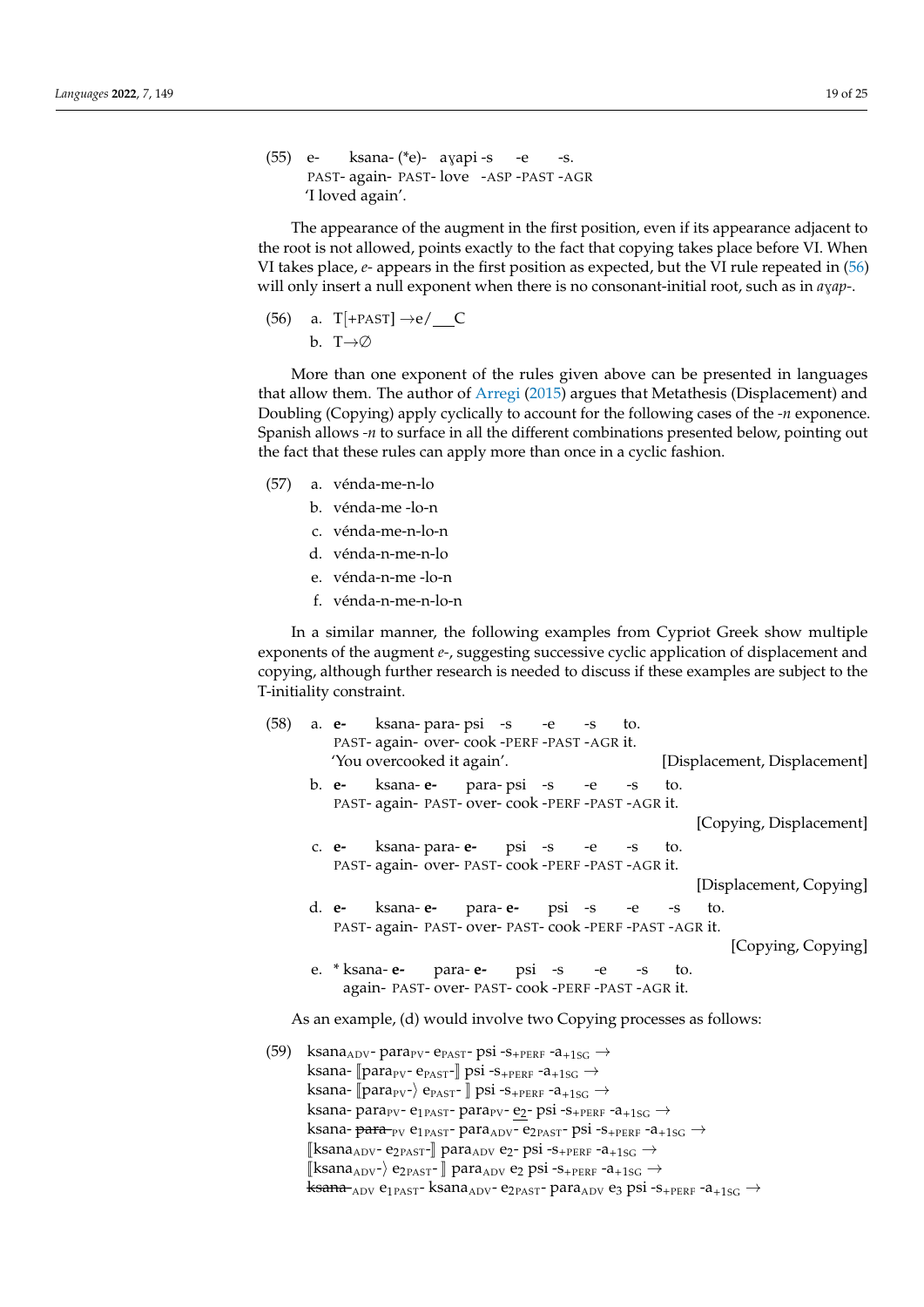(55) e- ksana- (*e)- aɣapi -s -e -s.
PAST- again- PAST- love -ASP -PAST -AGR
'I loved again'.

The appearance of the augment in the first position, even if its appearance adjacent to the root is not allowed, points exactly to the fact that copying takes place before VI. When VI takes place, *e-* appears in the first position as expected, but the VI rule repeated in (56) will only insert a null exponent when there is no consonant-initial root, such as in *aɣap-*.

(56) a. T[+PAST] → e/___C
b. T → ∅

More than one exponent of the rules given above can be presented in languages that allow them. The author of Arregi (2015) argues that Metathesis (Displacement) and Doubling (Copying) apply cyclically to account for the following cases of the *-n* exponence. Spanish allows *-n* to surface in all the different combinations presented below, pointing out the fact that these rules can apply more than once in a cyclic fashion.

(57) a. vénda-me-n-lo
b. vénda-me -lo-n
c. vénda-me-n-lo-n
d. vénda-n-me-n-lo
e. vénda-n-me -lo-n
f. vénda-n-me-n-lo-n

In a similar manner, the following examples from Cypriot Greek show multiple exponents of the augment *e-*, suggesting successive cyclic application of displacement and copying, although further research is needed to discuss if these examples are subject to the T-initiality constraint.

(58) a. **e-** ksana- para- psi -s -e -s to.
PAST- again- over- cook -PERF -PAST -AGR it.
'You overcooked it again'. [Displacement, Displacement]

b. **e-** ksana- **e-** para- psi -s -e -s to.
PAST- again- PAST- over- cook -PERF -PAST -AGR it.
[Copying, Displacement]

c. **e-** ksana- para- **e-** psi -s -e -s to.
PAST- again- over- PAST- cook -PERF -PAST -AGR it.
[Displacement, Copying]

d. **e-** ksana- **e-** para- **e-** psi -s -e -s to.
PAST- again- PAST- over- PAST- cook -PERF -PAST -AGR it.
[Copying, Copying]

e. * ksana- **e-** para- **e-** psi -s -e -s to.
again- PAST- over- PAST- cook -PERF -PAST -AGR it.

As an example, (d) would involve two Copying processes as follows:

(59) $\text{ksana}_{\text{ADV}}$- $\text{para}_{\text{PV}}$- $\text{e}_{\text{PAST}}$- psi -$\text{s}_{\text{+PERF}}$ -$\text{a}_{\text{+1SG}}$ →
ksana- ⟦$\text{para}_{\text{PV}}$- $\text{e}_{\text{PAST}}$-⟧ psi -$\text{s}_{\text{+PERF}}$ -$\text{a}_{\text{+1SG}}$ →
ksana- ⟦$\text{para}_{\text{PV}}$-⟩ $\text{e}_{\text{PAST}}$- ⟧ psi -$\text{s}_{\text{+PERF}}$ -$\text{a}_{\text{+1SG}}$ →
ksana- $\text{para}_{\text{PV}}$- $\text{e}_{\text{1PAST}}$- $\text{para}_{\text{PV}}$- $\underline{\text{e}_{2}}$- psi -$\text{s}_{\text{+PERF}}$ -$\text{a}_{\text{+1SG}}$ →
ksana- ~~para~~-$_{\text{PV}}$ $\text{e}_{\text{1PAST}}$- $\text{para}_{\text{ADV}}$- $\text{e}_{\text{2PAST}}$- psi -$\text{s}_{\text{+PERF}}$ -$\text{a}_{\text{+1SG}}$ →
⟦$\text{ksana}_{\text{ADV}}$- $\text{e}_{\text{2PAST}}$-⟧ $\text{para}_{\text{ADV}}$ $\text{e}_{2}$- psi -$\text{s}_{\text{+PERF}}$ -$\text{a}_{\text{+1SG}}$ →
⟦$\text{ksana}_{\text{ADV}}$-⟩ $\text{e}_{\text{2PAST}}$- ⟧ $\text{para}_{\text{ADV}}$ $\text{e}_{2}$ psi -$\text{s}_{\text{+PERF}}$ -$\text{a}_{\text{+1SG}}$ →
~~ksana~~-$_{\text{ADV}}$ $\text{e}_{\text{1PAST}}$- $\text{ksana}_{\text{ADV}}$- $\text{e}_{\text{2PAST}}$- $\text{para}_{\text{ADV}}$ $\text{e}_{3}$ psi -$\text{s}_{\text{+PERF}}$ -$\text{a}_{\text{+1SG}}$ →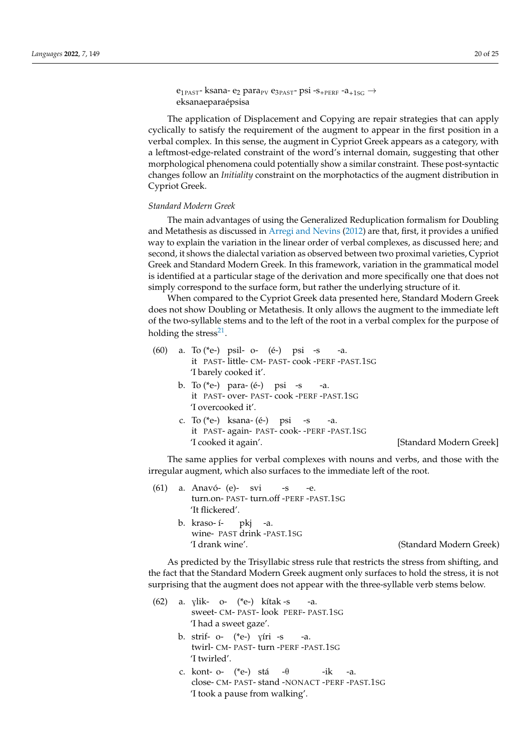$e_{1PAST}$- ksana- $e_2$ $para_{PV}$ $e_{3PAST}$- psi -$s_{+PERF}$ -$a_{+1SG}$ → eksanaeparaépsisa

The application of Displacement and Copying are repair strategies that can apply cyclically to satisfy the requirement of the augment to appear in the first position in a verbal complex. In this sense, the augment in Cypriot Greek appears as a category, with a leftmost-edge-related constraint of the word's internal domain, suggesting that other morphological phenomena could potentially show a similar constraint. These post-syntactic changes follow an *Initiality* constraint on the morphotactics of the augment distribution in Cypriot Greek.

*Standard Modern Greek*

The main advantages of using the Generalized Reduplication formalism for Doubling and Metathesis as discussed in Arregi and Nevins (2012) are that, first, it provides a unified way to explain the variation in the linear order of verbal complexes, as discussed here; and second, it shows the dialectal variation as observed between two proximal varieties, Cypriot Greek and Standard Modern Greek. In this framework, variation in the grammatical model is identified at a particular stage of the derivation and more specifically one that does not simply correspond to the surface form, but rather the underlying structure of it.

When compared to the Cypriot Greek data presented here, Standard Modern Greek does not show Doubling or Metathesis. It only allows the augment to the immediate left of the two-syllable stems and to the left of the root in a verbal complex for the purpose of holding the stress[21].

(60) a. To (*e-) psil- o- (é-) psi -s -a.
it PAST- little- CM- PAST- cook -PERF -PAST.1SG
'I barely cooked it'.

b. To (*e-) para- (é-) psi -s -a.
it PAST- over- PAST- cook -PERF -PAST.1SG
'I overcooked it'.

c. To (*e-) ksana- (é-) psi -s -a.
it PAST- again- PAST- cook- -PERF -PAST.1SG
'I cooked it again'. [Standard Modern Greek]

The same applies for verbal complexes with nouns and verbs, and those with the irregular augment, which also surfaces to the immediate left of the root.

(61) a. Anavó- (e)- svi -s -e.
turn.on- PAST- turn.off -PERF -PAST.1SG
'It flickered'.

b. kraso- í- pkj -a.
wine- PAST drink -PAST.1SG
'I drank wine'. (Standard Modern Greek)

As predicted by the Trisyllabic stress rule that restricts the stress from shifting, and the fact that the Standard Modern Greek augment only surfaces to hold the stress, it is not surprising that the augment does not appear with the three-syllable verb stems below.

(62) a. ɣlik- o- (*e-) kítak -s -a.
sweet- CM- PAST- look PERF- PAST.1SG
'I had a sweet gaze'.

b. strif- o- (*e-) ɣíri -s -a.
twirl- CM- PAST- turn -PERF -PAST.1SG
'I twirled'.

c. kont- o- (*e-) stá -θ -ik -a.
close- CM- PAST- stand -NONACT -PERF -PAST.1SG
'I took a pause from walking'.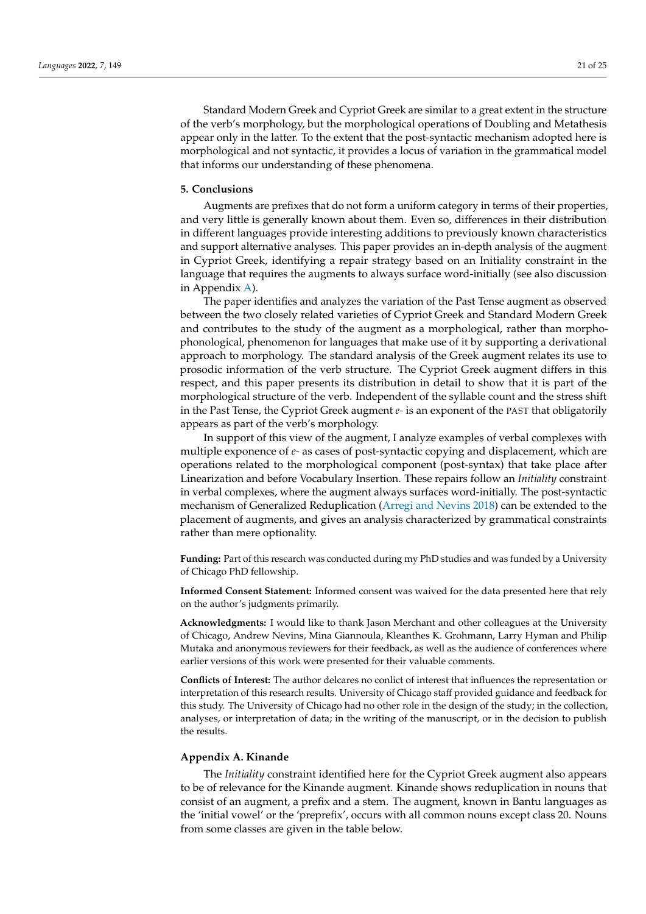Standard Modern Greek and Cypriot Greek are similar to a great extent in the structure of the verb's morphology, but the morphological operations of Doubling and Metathesis appear only in the latter. To the extent that the post-syntactic mechanism adopted here is morphological and not syntactic, it provides a locus of variation in the grammatical model that informs our understanding of these phenomena.

## 5. Conclusions

Augments are prefixes that do not form a uniform category in terms of their properties, and very little is generally known about them. Even so, differences in their distribution in different languages provide interesting additions to previously known characteristics and support alternative analyses. This paper provides an in-depth analysis of the augment in Cypriot Greek, identifying a repair strategy based on an Initiality constraint in the language that requires the augments to always surface word-initially (see also discussion in Appendix A).

The paper identifies and analyzes the variation of the Past Tense augment as observed between the two closely related varieties of Cypriot Greek and Standard Modern Greek and contributes to the study of the augment as a morphological, rather than morpho-phonological, phenomenon for languages that make use of it by supporting a derivational approach to morphology. The standard analysis of the Greek augment relates its use to prosodic information of the verb structure. The Cypriot Greek augment differs in this respect, and this paper presents its distribution in detail to show that it is part of the morphological structure of the verb. Independent of the syllable count and the stress shift in the Past Tense, the Cypriot Greek augment *e-* is an exponent of the PAST that obligatorily appears as part of the verb's morphology.

In support of this view of the augment, I analyze examples of verbal complexes with multiple exponence of *e-* as cases of post-syntactic copying and displacement, which are operations related to the morphological component (post-syntax) that take place after Linearization and before Vocabulary Insertion. These repairs follow an *Initiality* constraint in verbal complexes, where the augment always surfaces word-initially. The post-syntactic mechanism of Generalized Reduplication (Arregi and Nevins 2018) can be extended to the placement of augments, and gives an analysis characterized by grammatical constraints rather than mere optionality.

**Funding:** Part of this research was conducted during my PhD studies and was funded by a University of Chicago PhD fellowship.

**Informed Consent Statement:** Informed consent was waived for the data presented here that rely on the author's judgments primarily.

**Acknowledgments:** I would like to thank Jason Merchant and other colleagues at the University of Chicago, Andrew Nevins, Mina Giannoula, Kleanthes K. Grohmann, Larry Hyman and Philip Mutaka and anonymous reviewers for their feedback, as well as the audience of conferences where earlier versions of this work were presented for their valuable comments.

**Conflicts of Interest:** The author delcares no conlict of interest that influences the representation or interpretation of this research results. University of Chicago staff provided guidance and feedback for this study. The University of Chicago had no other role in the design of the study; in the collection, analyses, or interpretation of data; in the writing of the manuscript, or in the decision to publish the results.

## Appendix A. Kinande

The *Initiality* constraint identified here for the Cypriot Greek augment also appears to be of relevance for the Kinande augment. Kinande shows reduplication in nouns that consist of an augment, a prefix and a stem. The augment, known in Bantu languages as the 'initial vowel' or the 'preprefix', occurs with all common nouns except class 20. Nouns from some classes are given in the table below.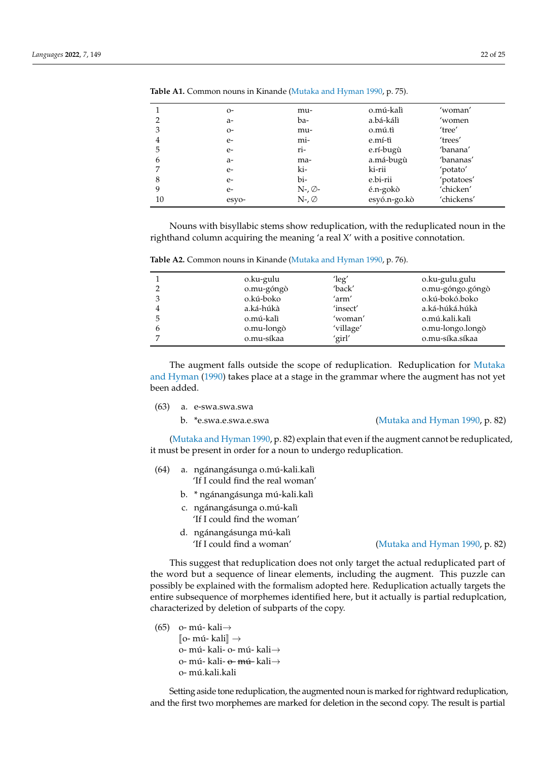**Table A1.** Common nouns in Kinande (Mutaka and Hyman 1990, p. 75).

| | | | | |
|---|---|---|---|---|
| 1 | o- | mu- | o.mú-kalì | 'woman' |
| 2 | a- | ba- | a.bá-kálì | 'women |
| 3 | o- | mu- | o.mú.tì | 'tree' |
| 4 | e- | mi- | e.mí-tì | 'trees' |
| 5 | e- | ri- | e.rí-bugù | 'banana' |
| 6 | a- | ma- | a.má-bugù | 'bananas' |
| 7 | e- | ki- | ki-rii | 'potato' |
| 8 | e- | bi- | e.bi-rii | 'potatoes' |
| 9 | e- | N-, ∅- | é.n-gokò | 'chicken' |
| 10 | esyo- | N-, ∅ | esyó.n-go.kò | 'chickens' |

Nouns with bisyllabic stems show reduplication, with the reduplicated noun in the righthand column acquiring the meaning 'a real X' with a positive connotation.

**Table A2.** Common nouns in Kinande (Mutaka and Hyman 1990, p. 76).

| | | | |
|---|---|---|---|
| 1 | o.ku-gulu | 'leg' | o.ku-gulu.gulu |
| 2 | o.mu-góngò | 'back' | o.mu-góngo.góngò |
| 3 | o.kú-boko | 'arm' | o.kú-bokó.boko |
| 4 | a.ká-húkà | 'insect' | a.ká-húká.húkà |
| 5 | o.mú-kalì | 'woman' | o.mú.kali.kalì |
| 6 | o.mu-longò | 'village' | o.mu-longo.longò |
| 7 | o.mu-síkaa | 'girl' | o.mu-síka.síkaa |

The augment falls outside the scope of reduplication. Reduplication for Mutaka and Hyman (1990) takes place at a stage in the grammar where the augment has not yet been added.

(63) a. e-swa.swa.swa
b. *e.swa.e.swa.e.swa (Mutaka and Hyman 1990, p. 82)

(Mutaka and Hyman 1990, p. 82) explain that even if the augment cannot be reduplicated, it must be present in order for a noun to undergo reduplication.

(64) a. ngánangásunga o.mú-kali.kalì
'If I could find the real woman'
b. * ngánangásunga mú-kali.kalì
c. ngánangásunga o.mú-kalì
'If I could find the woman'
d. ngánangásunga mú-kalì
'If I could find a woman' (Mutaka and Hyman 1990, p. 82)

This suggest that reduplication does not only target the actual reduplicated part of the word but a sequence of linear elements, including the augment. This puzzle can possibly be explained with the formalism adopted here. Reduplication actually targets the entire subsequence of morphemes identified here, but it actually is partial reduplcation, characterized by deletion of subparts of the copy.

(65) o- mú- kali→
⟦o- mú- kali⟧ →
o- mú- kali- o- mú- kali→
o- mú- kali- ~~o- mú-~~ kali→
o- mú.kali.kali

Setting aside tone reduplication, the augmented noun is marked for rightward reduplication, and the first two morphemes are marked for deletion in the second copy. The result is partial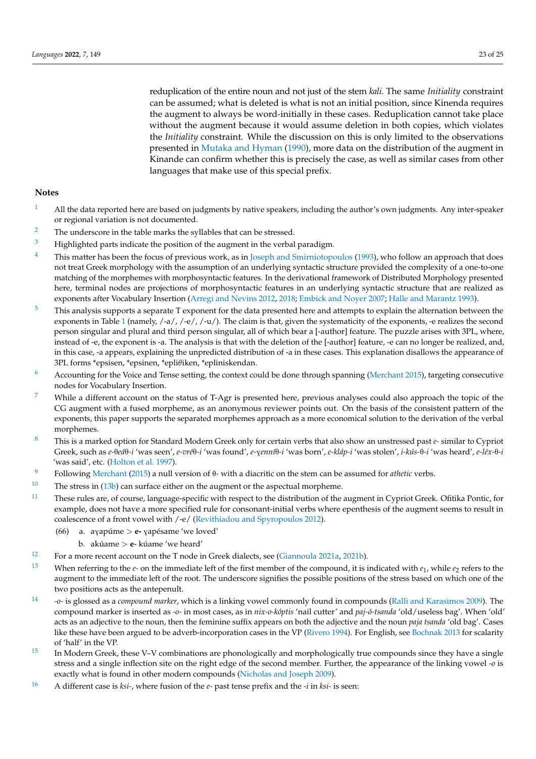reduplication of the entire noun and not just of the stem *kali*. The same *Initiality* constraint can be assumed; what is deleted is what is not an initial position, since Kinenda requires the augment to always be word-initially in these cases. Reduplication cannot take place without the augment because it would assume deletion in both copies, which violates the *Initiality* constraint. While the discussion on this is only limited to the observations presented in Mutaka and Hyman (1990), more data on the distribution of the augment in Kinande can confirm whether this is precisely the case, as well as similar cases from other languages that make use of this special prefix.

## Notes

1. All the data reported here are based on judgments by native speakers, including the author's own judgments. Any inter-speaker or regional variation is not documented.
2. The underscore in the table marks the syllables that can be stressed.
3. Highlighted parts indicate the position of the augment in the verbal paradigm.
4. This matter has been the focus of previous work, as in Joseph and Smirniotopoulos (1993), who follow an approach that does not treat Greek morphology with the assumption of an underlying syntactic structure provided the complexity of a one-to-one matching of the morphemes with morphosyntactic features. In the derivational framework of Distributed Morphology presented here, terminal nodes are projections of morphosyntactic features in an underlying syntactic structure that are realized as exponents after Vocabulary Insertion (Arregi and Nevins 2012, 2018; Embick and Noyer 2007; Halle and Marantz 1993).
5. This analysis supports a separate T exponent for the data presented here and attempts to explain the alternation between the exponents in Table 1 (namely, /-a/, /-e/, /-u/). The claim is that, given the systematicity of the exponents, -e realizes the second person singular and plural and third person singular, all of which bear a [-author] feature. The puzzle arises with 3PL, where, instead of -e, the exponent is -a. The analysis is that with the deletion of the [-author] feature, -e can no longer be realized, and, in this case, -a appears, explaining the unpredicted distribution of -a in these cases. This explanation disallows the appearance of 3PL forms \*epsisen, \*epsinen, \*epliθiken, \*epliniskendan.
6. Accounting for the Voice and Tense setting, the context could be done through spanning (Merchant 2015), targeting consecutive nodes for Vocabulary Insertion.
7. While a different account on the status of T-Agr is presented here, previous analyses could also approach the topic of the CG augment with a fused morpheme, as an anonymous reviewer points out. On the basis of the consistent pattern of the exponents, this paper supports the separated morphemes approach as a more economical solution to the derivation of the verbal morphemes.
8. This is a marked option for Standard Modern Greek only for certain verbs that also show an unstressed past *e-* similar to Cypriot Greek, such as *e-θeá-θ-i* 'was seen', *e-vré-θ-i* 'was found', *e-ɣenní-θ-i* 'was born', *e-kláp-i* 'was stolen', *i-kús-θ-i* 'was heard', *e-léx-θ-i* 'was said', etc. (Holton et al. 1997).
9. Following Merchant (2015) a null version of θ- with a diacritic on the stem can be assumed for *athetic* verbs.
10. The stress in (13b) can surface either on the augment or the aspectual morpheme.
11. These rules are, of course, language-specific with respect to the distribution of the augment in Cypriot Greek. Ofitika Pontic, for example, does not have a more specified rule for consonant-initial verbs where epenthesis of the augment seems to result in coalescence of a front vowel with /-e/ (Revithiadou and Spyropoulos 2012).

    (66) a. aɣapúme > **e-** ɣapésame 'we loved'
    
    b. akúame > **e-** kúame 'we heard'
12. For a more recent account on the T node in Greek dialects, see (Giannoula 2021a, 2021b).
13. When referring to the *e-* on the immediate left of the first member of the compound, it is indicated with $e_1$, while $e_2$ refers to the augment to the immediate left of the root. The underscore signifies the possible positions of the stress based on which one of the two positions acts as the antepenult.
14. *-o-* is glossed as a *compound marker*, which is a linking vowel commonly found in compounds (Ralli and Karasimos 2009). The compound marker is inserted as *-o-* in most cases, as in *nix-o-kóptis* 'nail cutter' and *paj-ó-tsanda* 'old/useless bag'. When 'old' acts as an adjective to the noun, then the feminine suffix appears on both the adjective and the noun *paja tsanda* 'old bag'. Cases like these have been argued to be adverb-incorporation cases in the VP (Rivero 1994). For English, see Bochnak 2013 for scalarity of 'half' in the VP.
15. In Modern Greek, these V–V combinations are phonologically and morphologically true compounds since they have a single stress and a single inflection site on the right edge of the second member. Further, the appearance of the linking vowel *-o* is exactly what is found in other modern compounds (Nicholas and Joseph 2009).
16. A different case is *ksi-*, where fusion of the *e-* past tense prefix and the *-i* in *ksi-* is seen: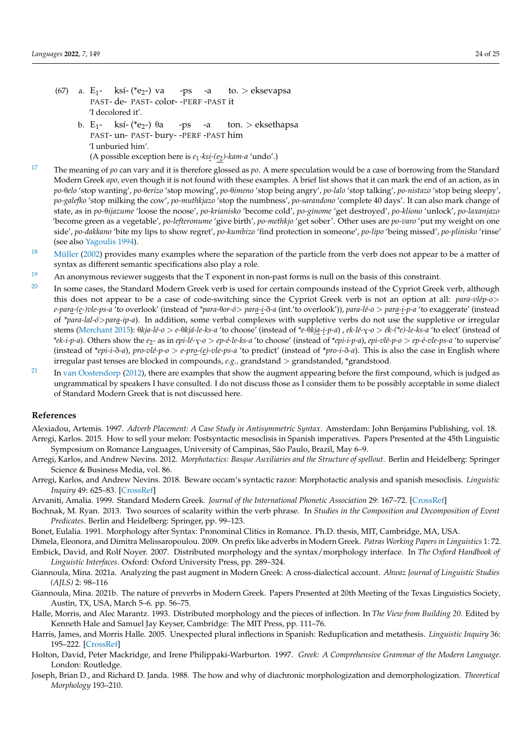(67) a. $E_1$- ksí- (*$e_2$-) va -ps -a to. > eksevapsa
PAST- de- PAST- color- -PERF -PAST it
'I decolored it'.

b. $E_1$- ksí- (*$e_2$-) θa -ps -a ton. > eksethapsa
PAST- un- PAST- bury- -PERF -PAST him
'I unburied him'.
(A possible exception here is *$e_1$-ksi̲-($e_2$)-kam-a* 'undo'.)

[17] The meaning of *po* can vary and it is therefore glossed as *po*. A mere speculation would be a case of borrowing from the Standard Modern Greek *apo*, even though it is not found with these examples. A brief list shows that it can mark the end of an action, as in *po-θelo* 'stop wanting', *po-θerizo* 'stop mowing', *po-θimeno* 'stop being angry', *po-lalo* 'stop talking', *po-nistazo* 'stop being sleepy', *po-galefko* 'stop milking the cow', *po-muthkjazo* 'stop the numbness', *po-sarandono* 'complete 40 days'. It can also mark change of state, as in *po-θijazume* 'loose the noose', *po-krianisko* 'become cold', *po-ginome* 'get destroyed', *po-kliono* 'unlock', *po-laxanjazo* 'become green as a vegetable', *po-lefteronume* 'give birth', *po-methkjo* 'get sober'. Other uses are *po-varo* 'put my weight on one side', *po-dakkano* 'bite my lips to show regret', *po-kumbizo* 'find protection in someone', *po-lipo* 'being missed', *po-plinisko* 'rinse' (see also Yagoulis 1994).

[18] Müller (2002) provides many examples where the separation of the particle from the verb does not appear to be a matter of syntax as different semantic specifications also play a role.

[19] An anonymous reviewer suggests that the T exponent in non-past forms is null on the basis of this constraint.

[20] In some cases, the Standard Modern Greek verb is used for certain compounds instead of the Cypriot Greek verb, although this does not appear to be a case of code-switching since the Cypriot Greek verb is not an option at all: *para-vlép-o> e-para̲-(e̲-)vle-ps-a* 'to overlook' (instead of *\*para-θor-ó> para̲-i̲-ð-a* (int.'to overlook')), *para-lé-o > para̲-i̲-p-a* 'to exaggerate' (instead of *\*para-lal-ó>para̲-ip-a*). In addition, some verbal complexes with suppletive verbs do not use the suppletive or irregular stems (Merchant 2015): *θkja-lé-o > e-θkjá-le-ks-a* 'to choose' (instead of *\*e-θkja̲-i̲-p-a*) , *ek-lé-ɣ-o > ék-(\*e)-le-ks-a* 'to elect' (instead of *\*ek-i-p-a*). Others show the *$e_2$-* as in *epi-lé-ɣ-o > ep-é-le-ks-a* 'to choose' (instead of *\*epi-i-p-a*), *epi-vlé-p-o > ep-é-vle-ps-a* 'to supervise' (instead of *\*epi-i-ð-a*), *pro-vlé-p-o > e-pro̲-(e̲)-vle-ps-a* 'to predict' (instead of *\*pro-i-ð-a*). This is also the case in English where irregular past tenses are blocked in compounds, *e.g.,* grandstand > grandstanded, \*grandstood.

[21] In van Oostendorp (2012), there are examples that show the augment appearing before the first compound, which is judged as ungrammatical by speakers I have consulted. I do not discuss those as I consider them to be possibly acceptable in some dialect of Standard Modern Greek that is not discussed here.

## References

Alexiadou, Artemis. 1997. *Adverb Placement: A Case Study in Antisymmetric Syntax*. Amsterdam: John Benjamins Publishing, vol. 18.

Arregi, Karlos. 2015. How to sell your melon: Postsyntactic mesoclisis in Spanish imperatives. Papers Presented at the 45th Linguistic Symposium on Romance Languages, University of Campinas, São Paulo, Brazil, May 6–9.

Arregi, Karlos, and Andrew Nevins. 2012. *Morphotactics: Basque Auxiliaries and the Structure of spellout*. Berlin and Heidelberg: Springer Science & Business Media, vol. 86.

Arregi, Karlos, and Andrew Nevins. 2018. Beware occam's syntactic razor: Morphotactic analysis and spanish mesoclisis. *Linguistic Inquiry* 49: 625–83. [CrossRef]

Arvaniti, Amalia. 1999. Standard Modern Greek. *Journal of the International Phonetic Association* 29: 167–72. [CrossRef]

Bochnak, M. Ryan. 2013. Two sources of scalarity within the verb phrase. In *Studies in the Composition and Decomposition of Event Predicates*. Berlin and Heidelberg: Springer, pp. 99–123.

Bonet, Eulalia. 1991. Morphology after Syntax: Pronominal Clitics in Romance. Ph.D. thesis, MIT, Cambridge, MA, USA.

Dimela, Eleonora, and Dimitra Melissaropoulou. 2009. On prefix like adverbs in Modern Greek. *Patras Working Papers in Linguistics* 1: 72.

Embick, David, and Rolf Noyer. 2007. Distributed morphology and the syntax/morphology interface. In *The Oxford Handbook of Linguistic Interfaces*. Oxford: Oxford University Press, pp. 289–324.

Giannoula, Mina. 2021a. Analyzing the past augment in Modern Greek: A cross-dialectical account. *Ahwaz Journal of Linguistic Studies (AJLS)* 2: 98–116

Giannoula, Mina. 2021b. The nature of preverbs in Modern Greek. Papers Presented at 20th Meeting of the Texas Linguistics Society, Austin, TX, USA, March 5–6. pp. 56–75.

Halle, Morris, and Alec Marantz. 1993. Distributed morphology and the pieces of inflection. In *The View from Building 20*. Edited by Kenneth Hale and Samuel Jay Keyser, Cambridge: The MIT Press, pp. 111–76.

Harris, James, and Morris Halle. 2005. Unexpected plural inflections in Spanish: Reduplication and metathesis. *Linguistic Inquiry* 36: 195–222. [CrossRef]

Holton, David, Peter Mackridge, and Irene Philippaki-Warburton. 1997. *Greek: A Comprehensive Grammar of the Modern Language*. London: Routledge.

Joseph, Brian D., and Richard D. Janda. 1988. The how and why of diachronic morphologization and demorphologization. *Theoretical Morphology* 193–210.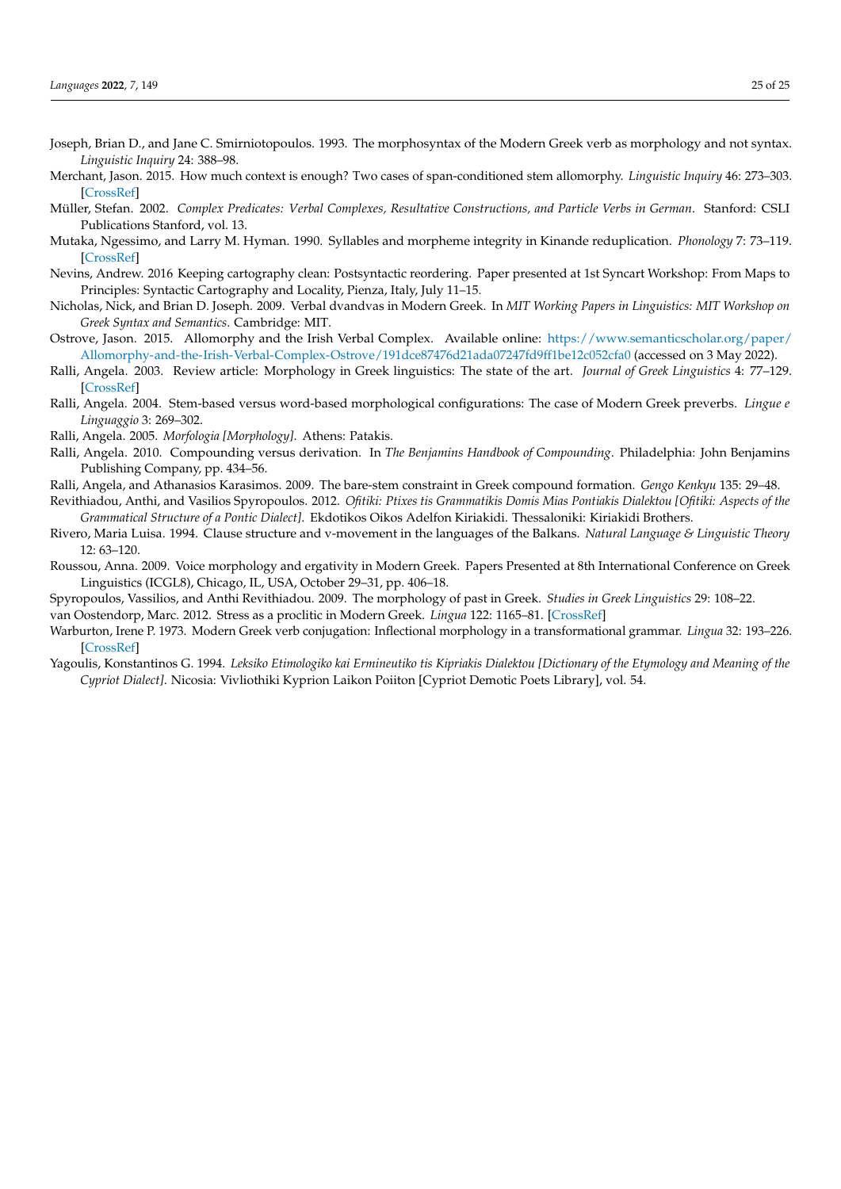Joseph, Brian D., and Jane C. Smirniotopoulos. 1993. The morphosyntax of the Modern Greek verb as morphology and not syntax. *Linguistic Inquiry* 24: 388–98.

Merchant, Jason. 2015. How much context is enough? Two cases of span-conditioned stem allomorphy. *Linguistic Inquiry* 46: 273–303. [CrossRef]

Müller, Stefan. 2002. *Complex Predicates: Verbal Complexes, Resultative Constructions, and Particle Verbs in German*. Stanford: CSLI Publications Stanford, vol. 13.

Mutaka, Ngessimo, and Larry M. Hyman. 1990. Syllables and morpheme integrity in Kinande reduplication. *Phonology* 7: 73–119. [CrossRef]

Nevins, Andrew. 2016 Keeping cartography clean: Postsyntactic reordering. Paper presented at 1st Syncart Workshop: From Maps to Principles: Syntactic Cartography and Locality, Pienza, Italy, July 11–15.

Nicholas, Nick, and Brian D. Joseph. 2009. Verbal dvandvas in Modern Greek. In *MIT Working Papers in Linguistics: MIT Workshop on Greek Syntax and Semantics*. Cambridge: MIT.

Ostrove, Jason. 2015. Allomorphy and the Irish Verbal Complex. Available online: https://www.semanticscholar.org/paper/Allomorphy-and-the-Irish-Verbal-Complex-Ostrove/191dce87476d21ada07247fd9ff1be12c052cfa0 (accessed on 3 May 2022).

Ralli, Angela. 2003. Review article: Morphology in Greek linguistics: The state of the art. *Journal of Greek Linguistics* 4: 77–129. [CrossRef]

Ralli, Angela. 2004. Stem-based versus word-based morphological configurations: The case of Modern Greek preverbs. *Lingue e Linguaggio* 3: 269–302.

Ralli, Angela. 2005. *Morfologia [Morphology]*. Athens: Patakis.

Ralli, Angela. 2010. Compounding versus derivation. In *The Benjamins Handbook of Compounding*. Philadelphia: John Benjamins Publishing Company, pp. 434–56.

Ralli, Angela, and Athanasios Karasimos. 2009. The bare-stem constraint in Greek compound formation. *Gengo Kenkyu* 135: 29–48.

Revithiadou, Anthi, and Vasilios Spyropoulos. 2012. *Ofitiki: Ptixes tis Grammatikis Domis Mias Pontiakis Dialektou [Ofitiki: Aspects of the Grammatical Structure of a Pontic Dialect]*. Ekdotikos Oikos Adelfon Kiriakidi. Thessaloniki: Kiriakidi Brothers.

Rivero, Maria Luisa. 1994. Clause structure and v-movement in the languages of the Balkans. *Natural Language & Linguistic Theory* 12: 63–120.

Roussou, Anna. 2009. Voice morphology and ergativity in Modern Greek. Papers Presented at 8th International Conference on Greek Linguistics (ICGL8), Chicago, IL, USA, October 29–31, pp. 406–18.

Spyropoulos, Vassilios, and Anthi Revithiadou. 2009. The morphology of past in Greek. *Studies in Greek Linguistics* 29: 108–22.

van Oostendorp, Marc. 2012. Stress as a proclitic in Modern Greek. *Lingua* 122: 1165–81. [CrossRef]

Warburton, Irene P. 1973. Modern Greek verb conjugation: Inflectional morphology in a transformational grammar. *Lingua* 32: 193–226. [CrossRef]

Yagoulis, Konstantinos G. 1994. *Leksiko Etimologiko kai Ermineutiko tis Kipriakis Dialektou [Dictionary of the Etymology and Meaning of the Cypriot Dialect]*. Nicosia: Vivliothiki Kyprion Laikon Poiiton [Cypriot Demotic Poets Library], vol. 54.